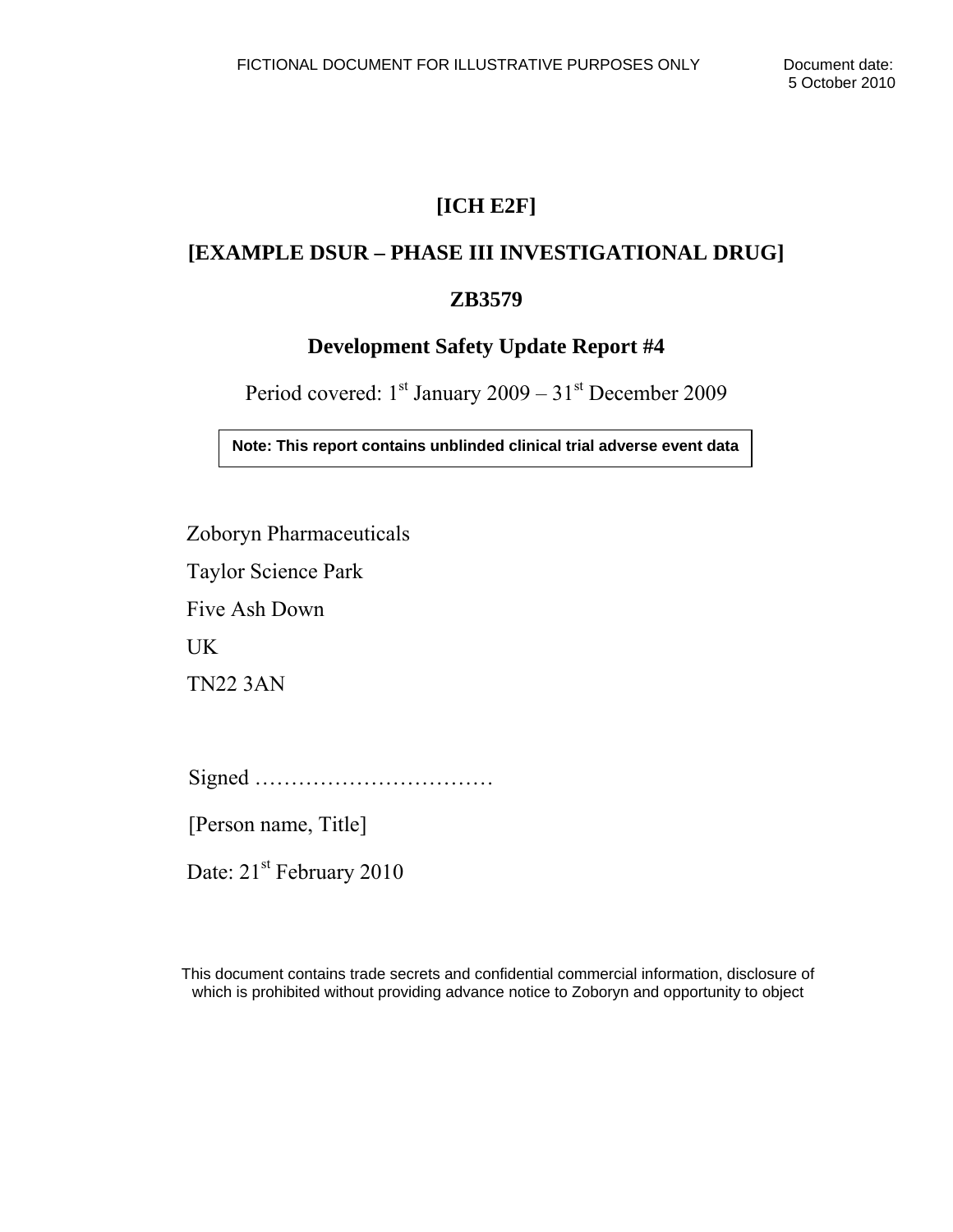FICTIONAL DOCUMENT FOR ILLUSTRATIVE PURPOSES ONLY

Document date: 5 October 2010

# [ICH E2F]

# [EXAMPLE DSUR – PHASE III INVESTIGATIONAL DRUG]

# ZB3579

## Development Safety Update Report #4

Period covered: 1st January 2009 – 31st December 2009

**Note: This report contains unblinded clinical trial adverse event data**

Zoboryn Pharmaceuticals
Taylor Science Park
Five Ash Down
UK
TN22 3AN

Signed ……………………………

[Person name, Title]

Date: 21st February 2010

This document contains trade secrets and confidential commercial information, disclosure of which is prohibited without providing advance notice to Zoboryn and opportunity to object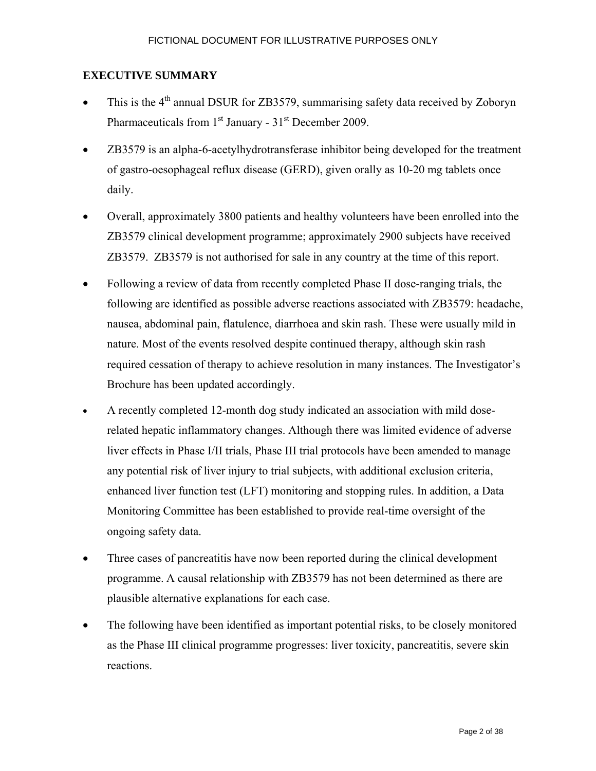FICTIONAL DOCUMENT FOR ILLUSTRATIVE PURPOSES ONLY

## EXECUTIVE SUMMARY

- This is the 4th annual DSUR for ZB3579, summarising safety data received by Zoboryn Pharmaceuticals from 1st January - 31st December 2009.
- ZB3579 is an alpha-6-acetylhydrotransferase inhibitor being developed for the treatment of gastro-oesophageal reflux disease (GERD), given orally as 10-20 mg tablets once daily.
- Overall, approximately 3800 patients and healthy volunteers have been enrolled into the ZB3579 clinical development programme; approximately 2900 subjects have received ZB3579. ZB3579 is not authorised for sale in any country at the time of this report.
- Following a review of data from recently completed Phase II dose-ranging trials, the following are identified as possible adverse reactions associated with ZB3579: headache, nausea, abdominal pain, flatulence, diarrhoea and skin rash. These were usually mild in nature. Most of the events resolved despite continued therapy, although skin rash required cessation of therapy to achieve resolution in many instances. The Investigator's Brochure has been updated accordingly.
- A recently completed 12-month dog study indicated an association with mild dose-related hepatic inflammatory changes. Although there was limited evidence of adverse liver effects in Phase I/II trials, Phase III trial protocols have been amended to manage any potential risk of liver injury to trial subjects, with additional exclusion criteria, enhanced liver function test (LFT) monitoring and stopping rules. In addition, a Data Monitoring Committee has been established to provide real-time oversight of the ongoing safety data.
- Three cases of pancreatitis have now been reported during the clinical development programme. A causal relationship with ZB3579 has not been determined as there are plausible alternative explanations for each case.
- The following have been identified as important potential risks, to be closely monitored as the Phase III clinical programme progresses: liver toxicity, pancreatitis, severe skin reactions.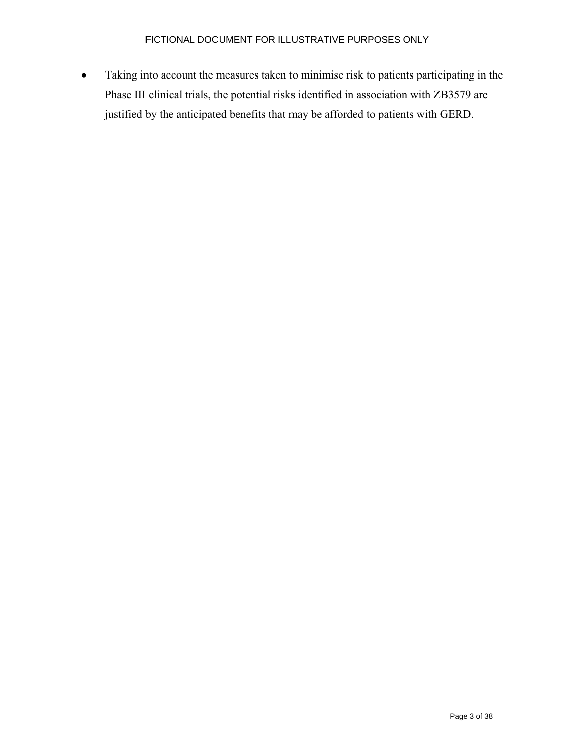- Taking into account the measures taken to minimise risk to patients participating in the Phase III clinical trials, the potential risks identified in association with ZB3579 are justified by the anticipated benefits that may be afforded to patients with GERD.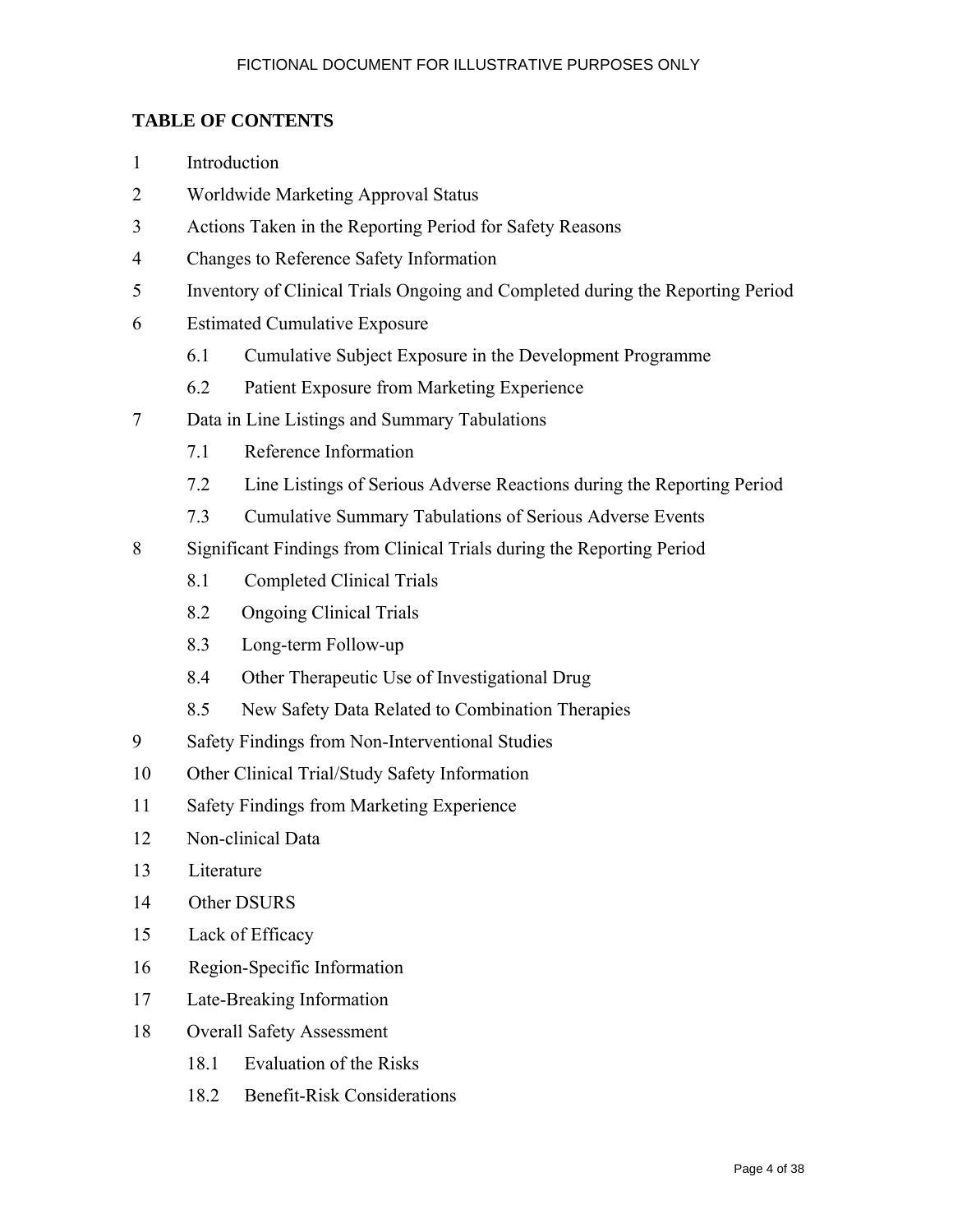FICTIONAL DOCUMENT FOR ILLUSTRATIVE PURPOSES ONLY

**TABLE OF CONTENTS**

1 Introduction

2 Worldwide Marketing Approval Status

3 Actions Taken in the Reporting Period for Safety Reasons

4 Changes to Reference Safety Information

5 Inventory of Clinical Trials Ongoing and Completed during the Reporting Period

6 Estimated Cumulative Exposure

  6.1 Cumulative Subject Exposure in the Development Programme

  6.2 Patient Exposure from Marketing Experience

7 Data in Line Listings and Summary Tabulations

  7.1 Reference Information

  7.2 Line Listings of Serious Adverse Reactions during the Reporting Period

  7.3 Cumulative Summary Tabulations of Serious Adverse Events

8 Significant Findings from Clinical Trials during the Reporting Period

  8.1 Completed Clinical Trials

  8.2 Ongoing Clinical Trials

  8.3 Long-term Follow-up

  8.4 Other Therapeutic Use of Investigational Drug

  8.5 New Safety Data Related to Combination Therapies

9 Safety Findings from Non-Interventional Studies

10 Other Clinical Trial/Study Safety Information

11 Safety Findings from Marketing Experience

12 Non-clinical Data

13 Literature

14 Other DSURS

15 Lack of Efficacy

16 Region-Specific Information

17 Late-Breaking Information

18 Overall Safety Assessment

  18.1 Evaluation of the Risks

  18.2 Benefit-Risk Considerations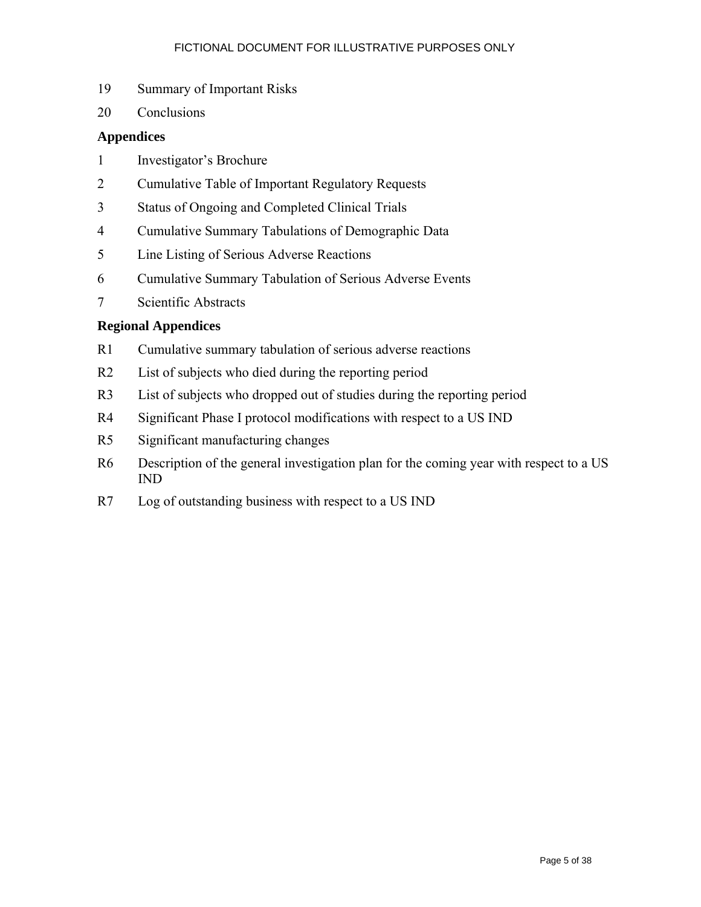19 Summary of Important Risks

20 Conclusions

**Appendices**

1 Investigator's Brochure

2 Cumulative Table of Important Regulatory Requests

3 Status of Ongoing and Completed Clinical Trials

4 Cumulative Summary Tabulations of Demographic Data

5 Line Listing of Serious Adverse Reactions

6 Cumulative Summary Tabulation of Serious Adverse Events

7 Scientific Abstracts

**Regional Appendices**

R1 Cumulative summary tabulation of serious adverse reactions

R2 List of subjects who died during the reporting period

R3 List of subjects who dropped out of studies during the reporting period

R4 Significant Phase I protocol modifications with respect to a US IND

R5 Significant manufacturing changes

R6 Description of the general investigation plan for the coming year with respect to a US IND

R7 Log of outstanding business with respect to a US IND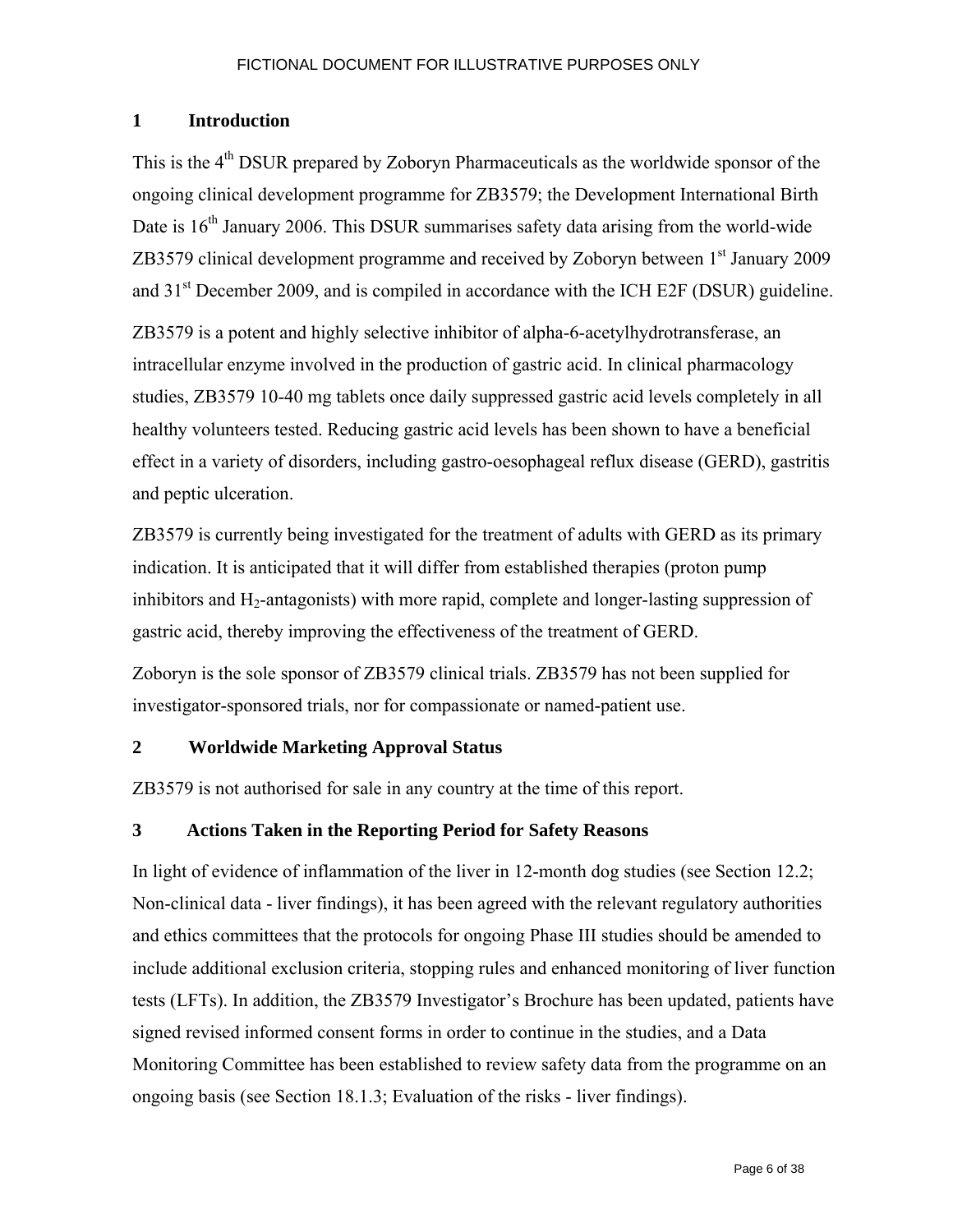FICTIONAL DOCUMENT FOR ILLUSTRATIVE PURPOSES ONLY

## 1 Introduction

This is the 4th DSUR prepared by Zoboryn Pharmaceuticals as the worldwide sponsor of the ongoing clinical development programme for ZB3579; the Development International Birth Date is 16th January 2006. This DSUR summarises safety data arising from the world-wide ZB3579 clinical development programme and received by Zoboryn between 1st January 2009 and 31st December 2009, and is compiled in accordance with the ICH E2F (DSUR) guideline.

ZB3579 is a potent and highly selective inhibitor of alpha-6-acetylhydrotransferase, an intracellular enzyme involved in the production of gastric acid. In clinical pharmacology studies, ZB3579 10-40 mg tablets once daily suppressed gastric acid levels completely in all healthy volunteers tested. Reducing gastric acid levels has been shown to have a beneficial effect in a variety of disorders, including gastro-oesophageal reflux disease (GERD), gastritis and peptic ulceration.

ZB3579 is currently being investigated for the treatment of adults with GERD as its primary indication. It is anticipated that it will differ from established therapies (proton pump inhibitors and $H_2$-antagonists) with more rapid, complete and longer-lasting suppression of gastric acid, thereby improving the effectiveness of the treatment of GERD.

Zoboryn is the sole sponsor of ZB3579 clinical trials. ZB3579 has not been supplied for investigator-sponsored trials, nor for compassionate or named-patient use.

## 2 Worldwide Marketing Approval Status

ZB3579 is not authorised for sale in any country at the time of this report.

## 3 Actions Taken in the Reporting Period for Safety Reasons

In light of evidence of inflammation of the liver in 12-month dog studies (see Section 12.2; Non-clinical data - liver findings), it has been agreed with the relevant regulatory authorities and ethics committees that the protocols for ongoing Phase III studies should be amended to include additional exclusion criteria, stopping rules and enhanced monitoring of liver function tests (LFTs). In addition, the ZB3579 Investigator's Brochure has been updated, patients have signed revised informed consent forms in order to continue in the studies, and a Data Monitoring Committee has been established to review safety data from the programme on an ongoing basis (see Section 18.1.3; Evaluation of the risks - liver findings).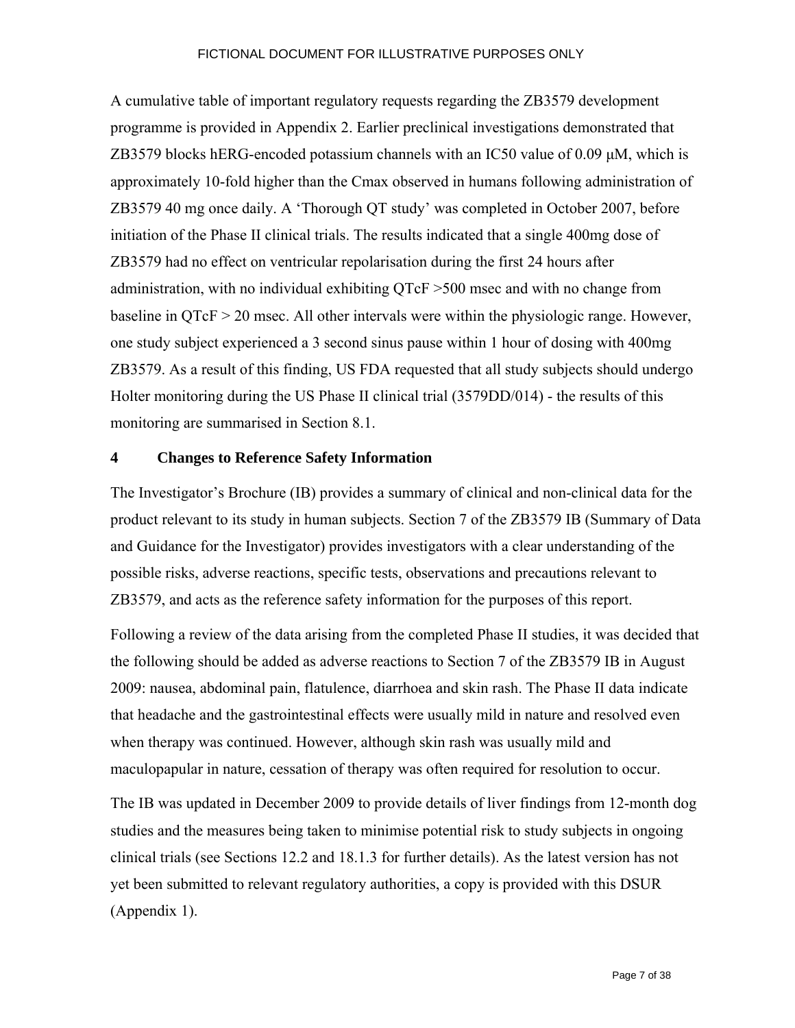A cumulative table of important regulatory requests regarding the ZB3579 development programme is provided in Appendix 2. Earlier preclinical investigations demonstrated that ZB3579 blocks hERG-encoded potassium channels with an IC50 value of 0.09 μM, which is approximately 10-fold higher than the Cmax observed in humans following administration of ZB3579 40 mg once daily. A 'Thorough QT study' was completed in October 2007, before initiation of the Phase II clinical trials. The results indicated that a single 400mg dose of ZB3579 had no effect on ventricular repolarisation during the first 24 hours after administration, with no individual exhibiting QTcF >500 msec and with no change from baseline in QTcF > 20 msec. All other intervals were within the physiologic range. However, one study subject experienced a 3 second sinus pause within 1 hour of dosing with 400mg ZB3579. As a result of this finding, US FDA requested that all study subjects should undergo Holter monitoring during the US Phase II clinical trial (3579DD/014) - the results of this monitoring are summarised in Section 8.1.

## 4 Changes to Reference Safety Information

The Investigator's Brochure (IB) provides a summary of clinical and non-clinical data for the product relevant to its study in human subjects. Section 7 of the ZB3579 IB (Summary of Data and Guidance for the Investigator) provides investigators with a clear understanding of the possible risks, adverse reactions, specific tests, observations and precautions relevant to ZB3579, and acts as the reference safety information for the purposes of this report.

Following a review of the data arising from the completed Phase II studies, it was decided that the following should be added as adverse reactions to Section 7 of the ZB3579 IB in August 2009: nausea, abdominal pain, flatulence, diarrhoea and skin rash. The Phase II data indicate that headache and the gastrointestinal effects were usually mild in nature and resolved even when therapy was continued. However, although skin rash was usually mild and maculopapular in nature, cessation of therapy was often required for resolution to occur.

The IB was updated in December 2009 to provide details of liver findings from 12-month dog studies and the measures being taken to minimise potential risk to study subjects in ongoing clinical trials (see Sections 12.2 and 18.1.3 for further details). As the latest version has not yet been submitted to relevant regulatory authorities, a copy is provided with this DSUR (Appendix 1).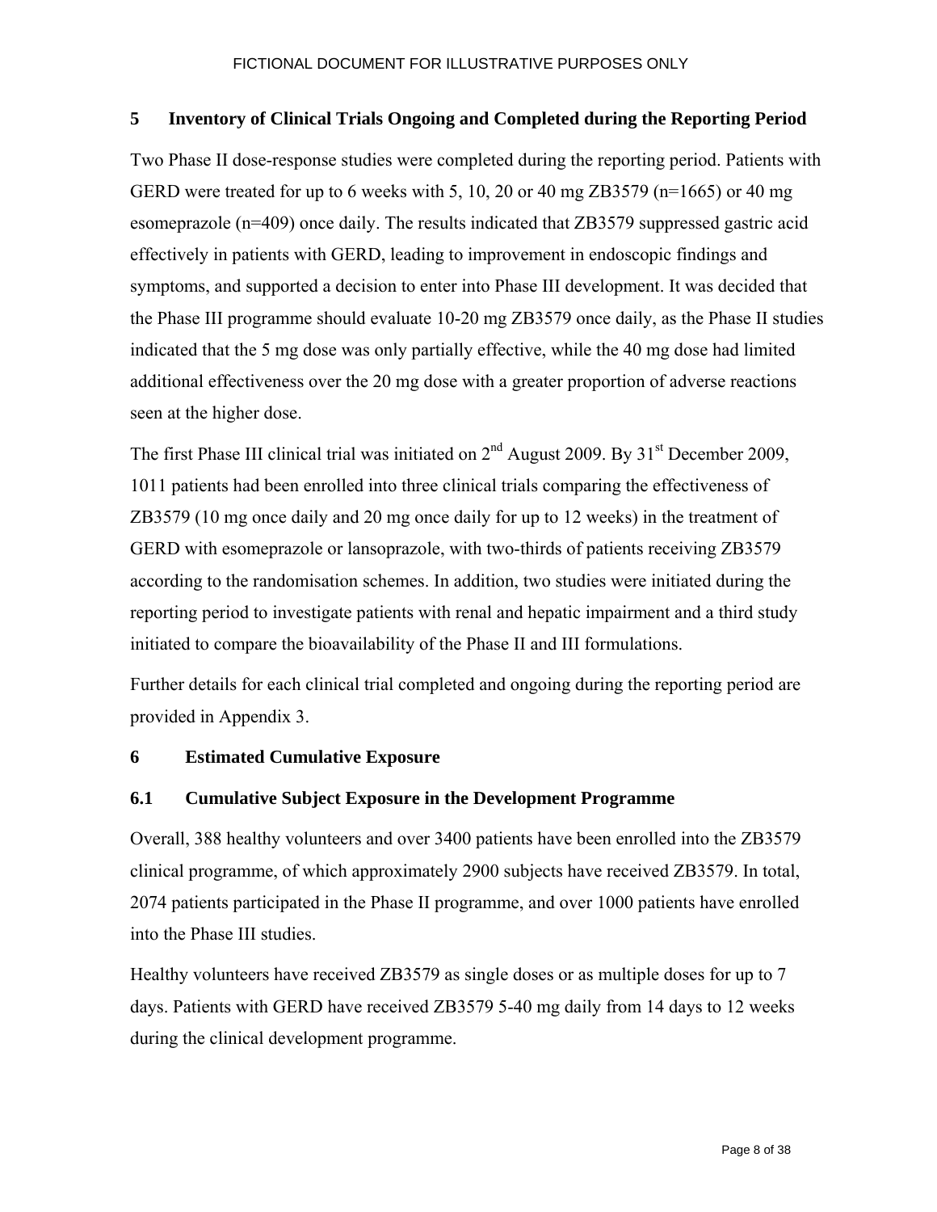FICTIONAL DOCUMENT FOR ILLUSTRATIVE PURPOSES ONLY

## 5 Inventory of Clinical Trials Ongoing and Completed during the Reporting Period

Two Phase II dose-response studies were completed during the reporting period. Patients with GERD were treated for up to 6 weeks with 5, 10, 20 or 40 mg ZB3579 (n=1665) or 40 mg esomeprazole (n=409) once daily. The results indicated that ZB3579 suppressed gastric acid effectively in patients with GERD, leading to improvement in endoscopic findings and symptoms, and supported a decision to enter into Phase III development. It was decided that the Phase III programme should evaluate 10-20 mg ZB3579 once daily, as the Phase II studies indicated that the 5 mg dose was only partially effective, while the 40 mg dose had limited additional effectiveness over the 20 mg dose with a greater proportion of adverse reactions seen at the higher dose.

The first Phase III clinical trial was initiated on 2nd August 2009. By 31st December 2009, 1011 patients had been enrolled into three clinical trials comparing the effectiveness of ZB3579 (10 mg once daily and 20 mg once daily for up to 12 weeks) in the treatment of GERD with esomeprazole or lansoprazole, with two-thirds of patients receiving ZB3579 according to the randomisation schemes. In addition, two studies were initiated during the reporting period to investigate patients with renal and hepatic impairment and a third study initiated to compare the bioavailability of the Phase II and III formulations.

Further details for each clinical trial completed and ongoing during the reporting period are provided in Appendix 3.

## 6 Estimated Cumulative Exposure

### 6.1 Cumulative Subject Exposure in the Development Programme

Overall, 388 healthy volunteers and over 3400 patients have been enrolled into the ZB3579 clinical programme, of which approximately 2900 subjects have received ZB3579. In total, 2074 patients participated in the Phase II programme, and over 1000 patients have enrolled into the Phase III studies.

Healthy volunteers have received ZB3579 as single doses or as multiple doses for up to 7 days. Patients with GERD have received ZB3579 5-40 mg daily from 14 days to 12 weeks during the clinical development programme.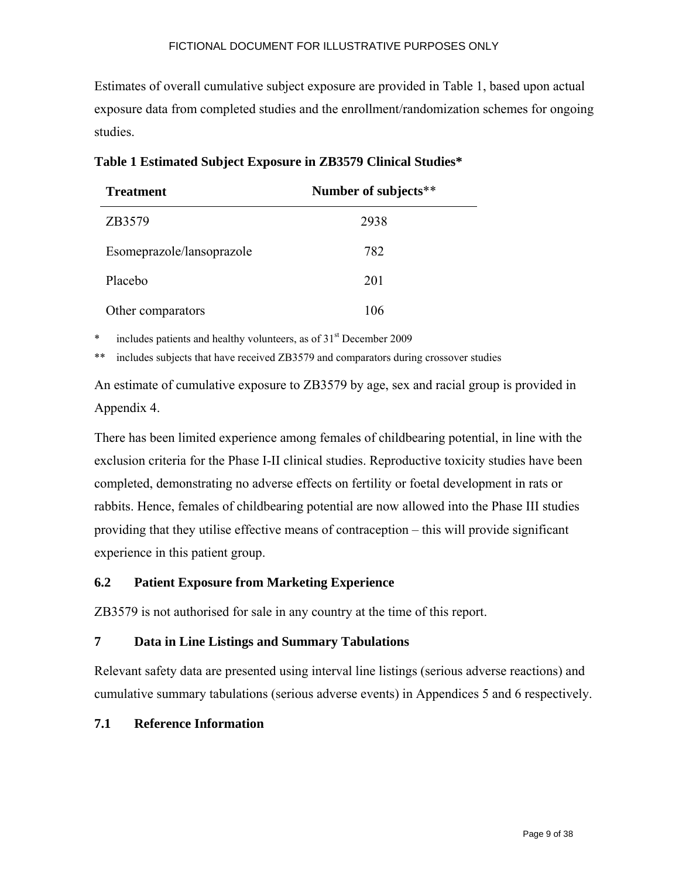Estimates of overall cumulative subject exposure are provided in Table 1, based upon actual exposure data from completed studies and the enrollment/randomization schemes for ongoing studies.

**Table 1 Estimated Subject Exposure in ZB3579 Clinical Studies***

| Treatment | Number of subjects** |
|---|---|
| ZB3579 | 2938 |
| Esomeprazole/lansoprazole | 782 |
| Placebo | 201 |
| Other comparators | 106 |

\* includes patients and healthy volunteers, as of 31st December 2009

\*\* includes subjects that have received ZB3579 and comparators during crossover studies

An estimate of cumulative exposure to ZB3579 by age, sex and racial group is provided in Appendix 4.

There has been limited experience among females of childbearing potential, in line with the exclusion criteria for the Phase I-II clinical studies. Reproductive toxicity studies have been completed, demonstrating no adverse effects on fertility or foetal development in rats or rabbits. Hence, females of childbearing potential are now allowed into the Phase III studies providing that they utilise effective means of contraception – this will provide significant experience in this patient group.

### 6.2 Patient Exposure from Marketing Experience

ZB3579 is not authorised for sale in any country at the time of this report.

## 7 Data in Line Listings and Summary Tabulations

Relevant safety data are presented using interval line listings (serious adverse reactions) and cumulative summary tabulations (serious adverse events) in Appendices 5 and 6 respectively.

### 7.1 Reference Information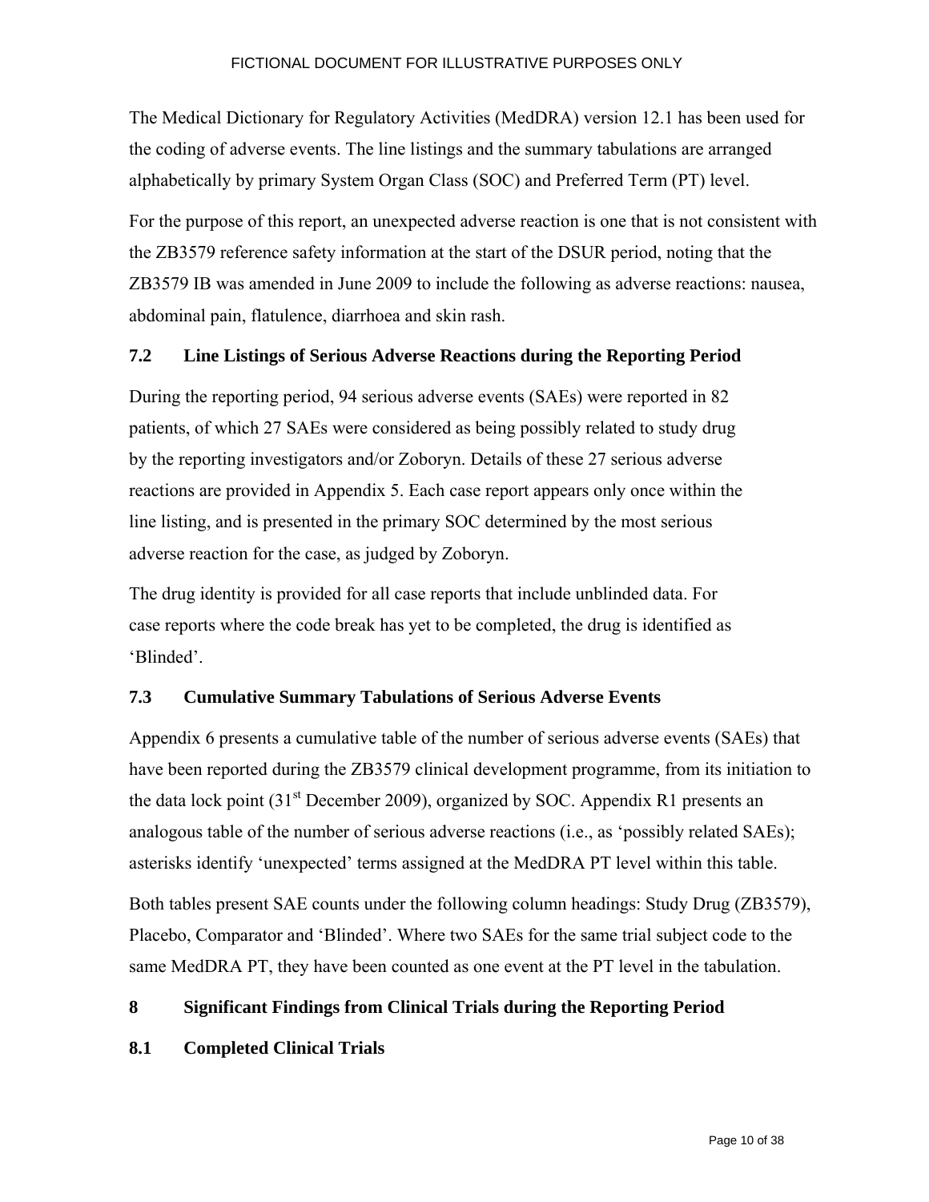The Medical Dictionary for Regulatory Activities (MedDRA) version 12.1 has been used for the coding of adverse events. The line listings and the summary tabulations are arranged alphabetically by primary System Organ Class (SOC) and Preferred Term (PT) level.

For the purpose of this report, an unexpected adverse reaction is one that is not consistent with the ZB3579 reference safety information at the start of the DSUR period, noting that the ZB3579 IB was amended in June 2009 to include the following as adverse reactions: nausea, abdominal pain, flatulence, diarrhoea and skin rash.

### 7.2 Line Listings of Serious Adverse Reactions during the Reporting Period

During the reporting period, 94 serious adverse events (SAEs) were reported in 82 patients, of which 27 SAEs were considered as being possibly related to study drug by the reporting investigators and/or Zoboryn. Details of these 27 serious adverse reactions are provided in Appendix 5. Each case report appears only once within the line listing, and is presented in the primary SOC determined by the most serious adverse reaction for the case, as judged by Zoboryn.

The drug identity is provided for all case reports that include unblinded data. For case reports where the code break has yet to be completed, the drug is identified as 'Blinded'.

### 7.3 Cumulative Summary Tabulations of Serious Adverse Events

Appendix 6 presents a cumulative table of the number of serious adverse events (SAEs) that have been reported during the ZB3579 clinical development programme, from its initiation to the data lock point (31st December 2009), organized by SOC. Appendix R1 presents an analogous table of the number of serious adverse reactions (i.e., as 'possibly related SAEs); asterisks identify 'unexpected' terms assigned at the MedDRA PT level within this table.

Both tables present SAE counts under the following column headings: Study Drug (ZB3579), Placebo, Comparator and 'Blinded'. Where two SAEs for the same trial subject code to the same MedDRA PT, they have been counted as one event at the PT level in the tabulation.

## 8 Significant Findings from Clinical Trials during the Reporting Period

### 8.1 Completed Clinical Trials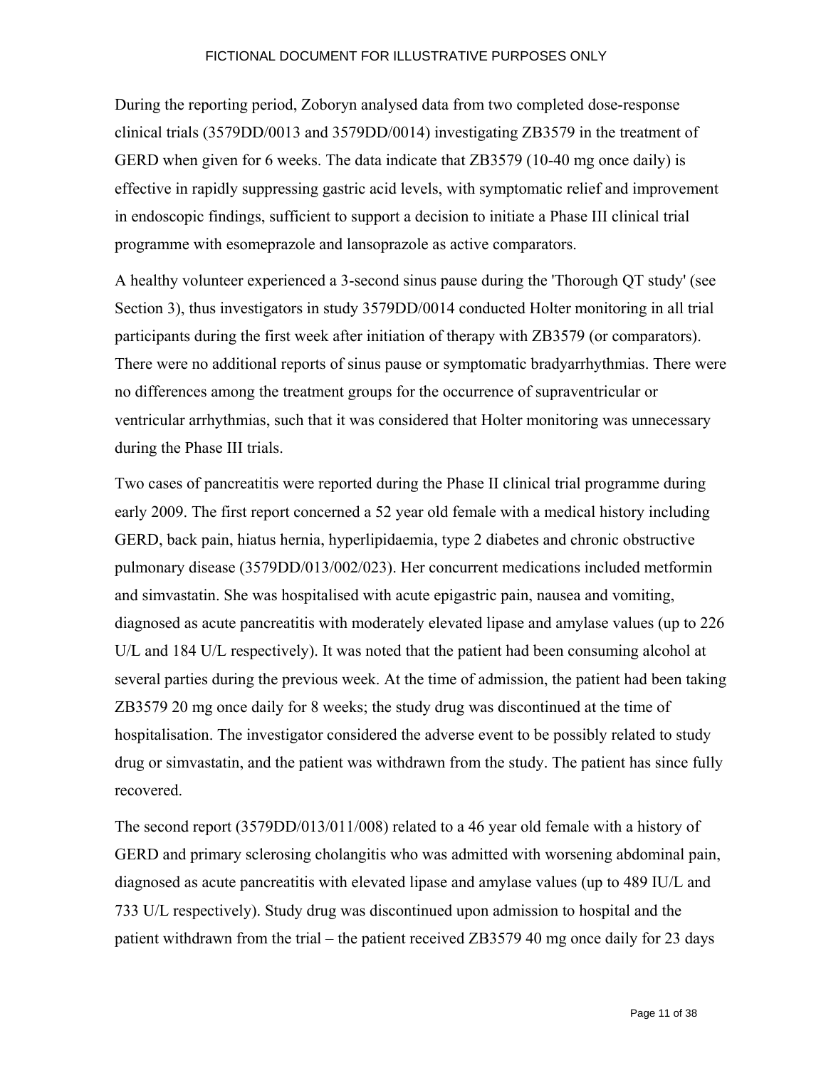During the reporting period, Zoboryn analysed data from two completed dose-response clinical trials (3579DD/0013 and 3579DD/0014) investigating ZB3579 in the treatment of GERD when given for 6 weeks. The data indicate that ZB3579 (10-40 mg once daily) is effective in rapidly suppressing gastric acid levels, with symptomatic relief and improvement in endoscopic findings, sufficient to support a decision to initiate a Phase III clinical trial programme with esomeprazole and lansoprazole as active comparators.

A healthy volunteer experienced a 3-second sinus pause during the 'Thorough QT study' (see Section 3), thus investigators in study 3579DD/0014 conducted Holter monitoring in all trial participants during the first week after initiation of therapy with ZB3579 (or comparators). There were no additional reports of sinus pause or symptomatic bradyarrhythmias. There were no differences among the treatment groups for the occurrence of supraventricular or ventricular arrhythmias, such that it was considered that Holter monitoring was unnecessary during the Phase III trials.

Two cases of pancreatitis were reported during the Phase II clinical trial programme during early 2009. The first report concerned a 52 year old female with a medical history including GERD, back pain, hiatus hernia, hyperlipidaemia, type 2 diabetes and chronic obstructive pulmonary disease (3579DD/013/002/023). Her concurrent medications included metformin and simvastatin. She was hospitalised with acute epigastric pain, nausea and vomiting, diagnosed as acute pancreatitis with moderately elevated lipase and amylase values (up to 226 U/L and 184 U/L respectively). It was noted that the patient had been consuming alcohol at several parties during the previous week. At the time of admission, the patient had been taking ZB3579 20 mg once daily for 8 weeks; the study drug was discontinued at the time of hospitalisation. The investigator considered the adverse event to be possibly related to study drug or simvastatin, and the patient was withdrawn from the study. The patient has since fully recovered.

The second report (3579DD/013/011/008) related to a 46 year old female with a history of GERD and primary sclerosing cholangitis who was admitted with worsening abdominal pain, diagnosed as acute pancreatitis with elevated lipase and amylase values (up to 489 IU/L and 733 U/L respectively). Study drug was discontinued upon admission to hospital and the patient withdrawn from the trial – the patient received ZB3579 40 mg once daily for 23 days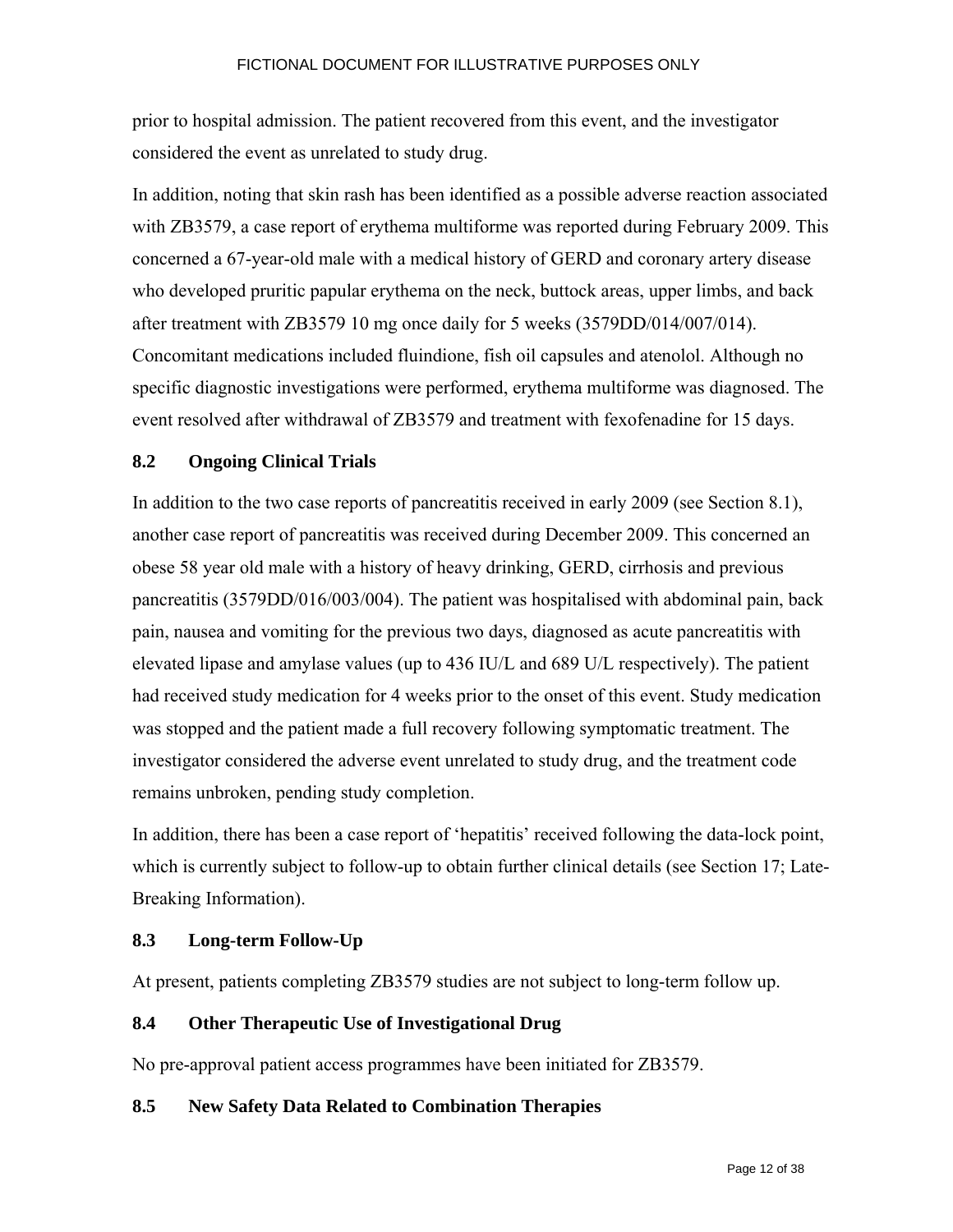prior to hospital admission. The patient recovered from this event, and the investigator considered the event as unrelated to study drug.

In addition, noting that skin rash has been identified as a possible adverse reaction associated with ZB3579, a case report of erythema multiforme was reported during February 2009. This concerned a 67-year-old male with a medical history of GERD and coronary artery disease who developed pruritic papular erythema on the neck, buttock areas, upper limbs, and back after treatment with ZB3579 10 mg once daily for 5 weeks (3579DD/014/007/014). Concomitant medications included fluindione, fish oil capsules and atenolol. Although no specific diagnostic investigations were performed, erythema multiforme was diagnosed. The event resolved after withdrawal of ZB3579 and treatment with fexofenadine for 15 days.

## 8.2 Ongoing Clinical Trials

In addition to the two case reports of pancreatitis received in early 2009 (see Section 8.1), another case report of pancreatitis was received during December 2009. This concerned an obese 58 year old male with a history of heavy drinking, GERD, cirrhosis and previous pancreatitis (3579DD/016/003/004). The patient was hospitalised with abdominal pain, back pain, nausea and vomiting for the previous two days, diagnosed as acute pancreatitis with elevated lipase and amylase values (up to 436 IU/L and 689 U/L respectively). The patient had received study medication for 4 weeks prior to the onset of this event. Study medication was stopped and the patient made a full recovery following symptomatic treatment. The investigator considered the adverse event unrelated to study drug, and the treatment code remains unbroken, pending study completion.

In addition, there has been a case report of 'hepatitis' received following the data-lock point, which is currently subject to follow-up to obtain further clinical details (see Section 17; Late-Breaking Information).

## 8.3 Long-term Follow-Up

At present, patients completing ZB3579 studies are not subject to long-term follow up.

## 8.4 Other Therapeutic Use of Investigational Drug

No pre-approval patient access programmes have been initiated for ZB3579.

## 8.5 New Safety Data Related to Combination Therapies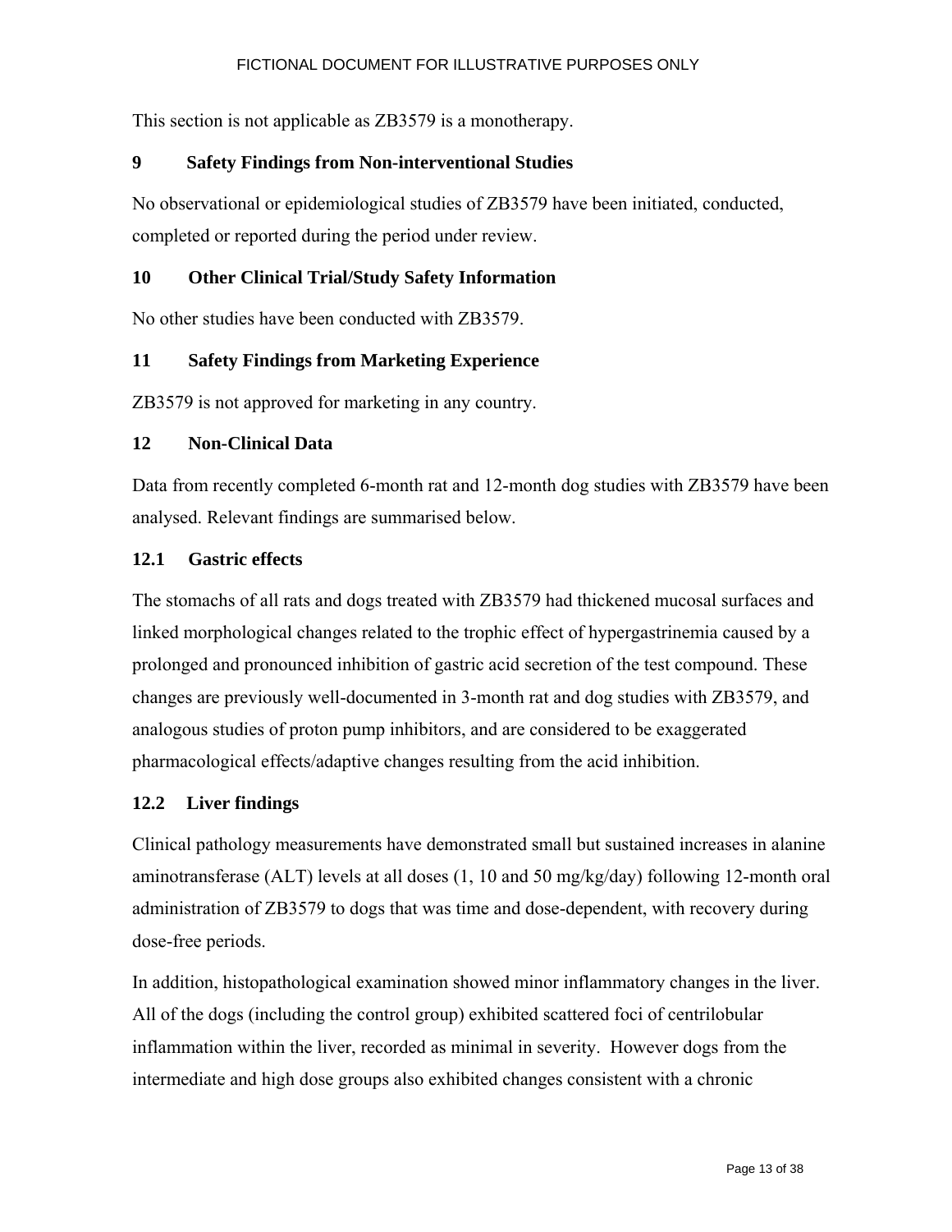This section is not applicable as ZB3579 is a monotherapy.

## 9 Safety Findings from Non-interventional Studies

No observational or epidemiological studies of ZB3579 have been initiated, conducted, completed or reported during the period under review.

## 10 Other Clinical Trial/Study Safety Information

No other studies have been conducted with ZB3579.

## 11 Safety Findings from Marketing Experience

ZB3579 is not approved for marketing in any country.

## 12 Non-Clinical Data

Data from recently completed 6-month rat and 12-month dog studies with ZB3579 have been analysed. Relevant findings are summarised below.

### 12.1 Gastric effects

The stomachs of all rats and dogs treated with ZB3579 had thickened mucosal surfaces and linked morphological changes related to the trophic effect of hypergastrinemia caused by a prolonged and pronounced inhibition of gastric acid secretion of the test compound. These changes are previously well-documented in 3-month rat and dog studies with ZB3579, and analogous studies of proton pump inhibitors, and are considered to be exaggerated pharmacological effects/adaptive changes resulting from the acid inhibition.

### 12.2 Liver findings

Clinical pathology measurements have demonstrated small but sustained increases in alanine aminotransferase (ALT) levels at all doses (1, 10 and 50 mg/kg/day) following 12-month oral administration of ZB3579 to dogs that was time and dose-dependent, with recovery during dose-free periods.

In addition, histopathological examination showed minor inflammatory changes in the liver. All of the dogs (including the control group) exhibited scattered foci of centrilobular inflammation within the liver, recorded as minimal in severity. However dogs from the intermediate and high dose groups also exhibited changes consistent with a chronic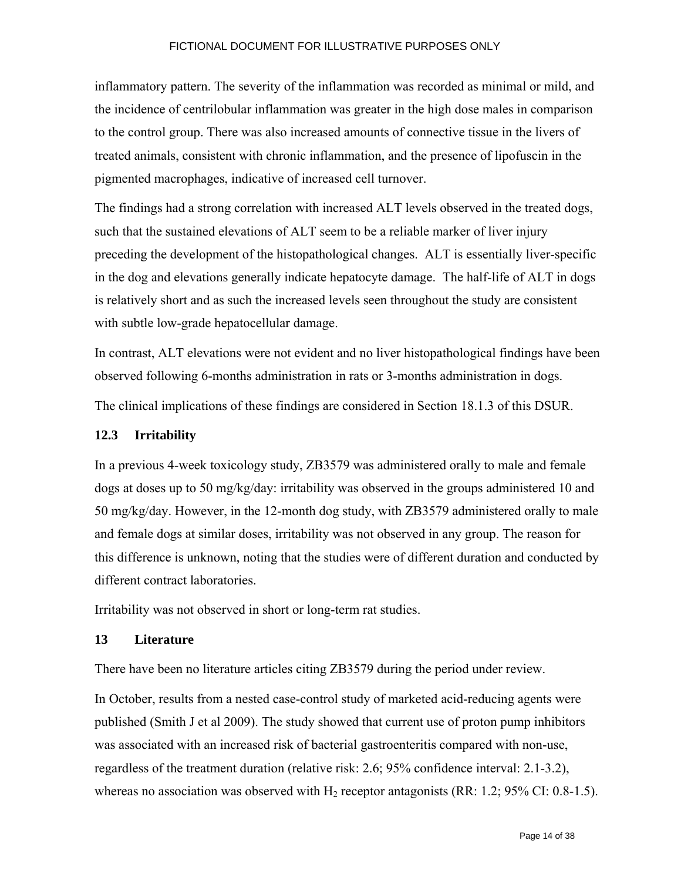inflammatory pattern. The severity of the inflammation was recorded as minimal or mild, and the incidence of centrilobular inflammation was greater in the high dose males in comparison to the control group. There was also increased amounts of connective tissue in the livers of treated animals, consistent with chronic inflammation, and the presence of lipofuscin in the pigmented macrophages, indicative of increased cell turnover.

The findings had a strong correlation with increased ALT levels observed in the treated dogs, such that the sustained elevations of ALT seem to be a reliable marker of liver injury preceding the development of the histopathological changes.  ALT is essentially liver-specific in the dog and elevations generally indicate hepatocyte damage.  The half-life of ALT in dogs is relatively short and as such the increased levels seen throughout the study are consistent with subtle low-grade hepatocellular damage.

In contrast, ALT elevations were not evident and no liver histopathological findings have been observed following 6-months administration in rats or 3-months administration in dogs.

The clinical implications of these findings are considered in Section 18.1.3 of this DSUR.

### 12.3 Irritability

In a previous 4-week toxicology study, ZB3579 was administered orally to male and female dogs at doses up to 50 mg/kg/day: irritability was observed in the groups administered 10 and 50 mg/kg/day. However, in the 12-month dog study, with ZB3579 administered orally to male and female dogs at similar doses, irritability was not observed in any group. The reason for this difference is unknown, noting that the studies were of different duration and conducted by different contract laboratories.

Irritability was not observed in short or long-term rat studies.

## 13 Literature

There have been no literature articles citing ZB3579 during the period under review.

In October, results from a nested case-control study of marketed acid-reducing agents were published (Smith J et al 2009). The study showed that current use of proton pump inhibitors was associated with an increased risk of bacterial gastroenteritis compared with non-use, regardless of the treatment duration (relative risk: 2.6; 95% confidence interval: 2.1-3.2), whereas no association was observed with $H_2$ receptor antagonists (RR: 1.2; 95% CI: 0.8-1.5).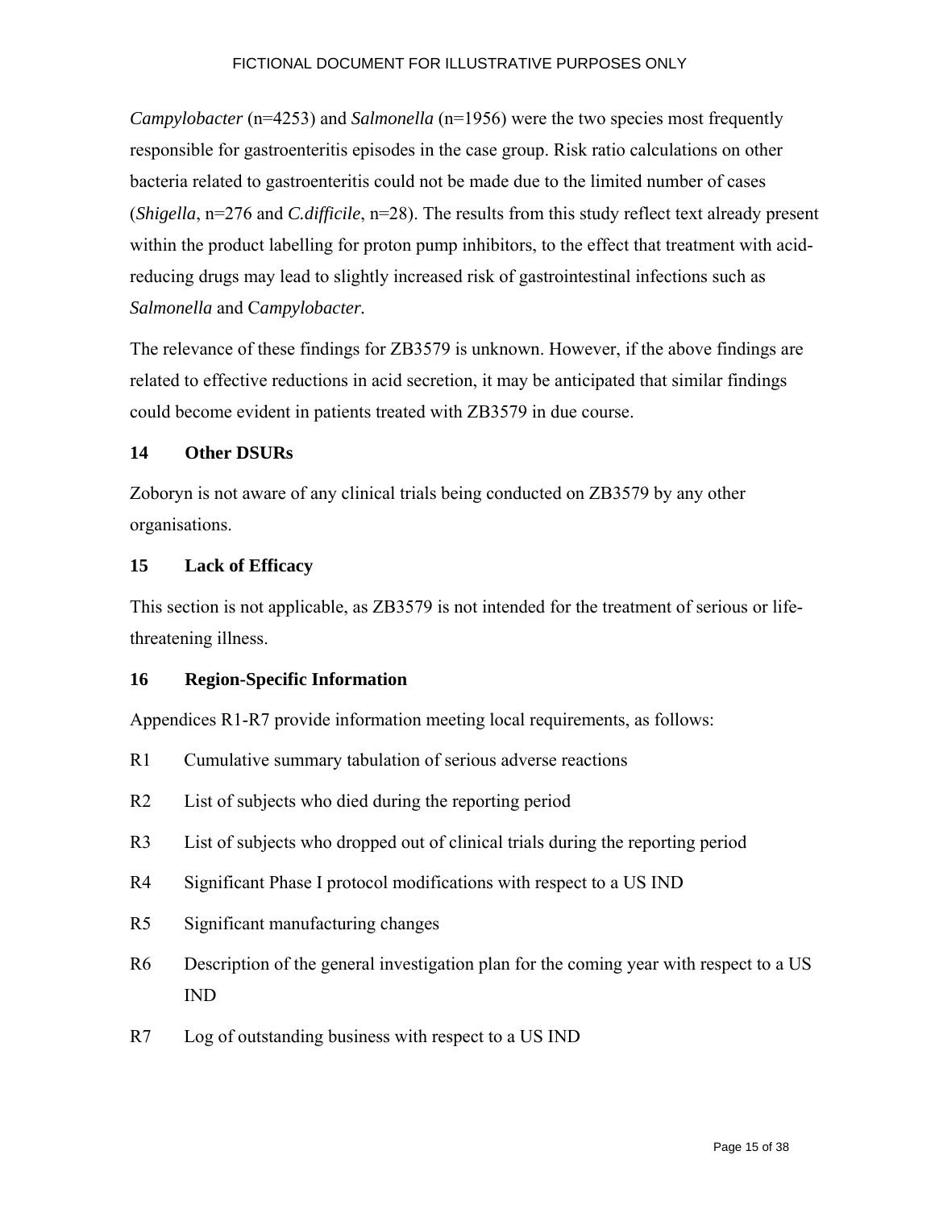*Campylobacter* (n=4253) and *Salmonella* (n=1956) were the two species most frequently responsible for gastroenteritis episodes in the case group. Risk ratio calculations on other bacteria related to gastroenteritis could not be made due to the limited number of cases (*Shigella*, n=276 and *C.difficile*, n=28). The results from this study reflect text already present within the product labelling for proton pump inhibitors, to the effect that treatment with acid-reducing drugs may lead to slightly increased risk of gastrointestinal infections such as *Salmonella* and C*ampylobacter.*

The relevance of these findings for ZB3579 is unknown. However, if the above findings are related to effective reductions in acid secretion, it may be anticipated that similar findings could become evident in patients treated with ZB3579 in due course.

## 14 Other DSURs

Zoboryn is not aware of any clinical trials being conducted on ZB3579 by any other organisations.

## 15 Lack of Efficacy

This section is not applicable, as ZB3579 is not intended for the treatment of serious or life-threatening illness.

## 16 Region-Specific Information

Appendices R1-R7 provide information meeting local requirements, as follows:

R1 Cumulative summary tabulation of serious adverse reactions

R2 List of subjects who died during the reporting period

R3 List of subjects who dropped out of clinical trials during the reporting period

R4 Significant Phase I protocol modifications with respect to a US IND

R5 Significant manufacturing changes

R6 Description of the general investigation plan for the coming year with respect to a US IND

R7 Log of outstanding business with respect to a US IND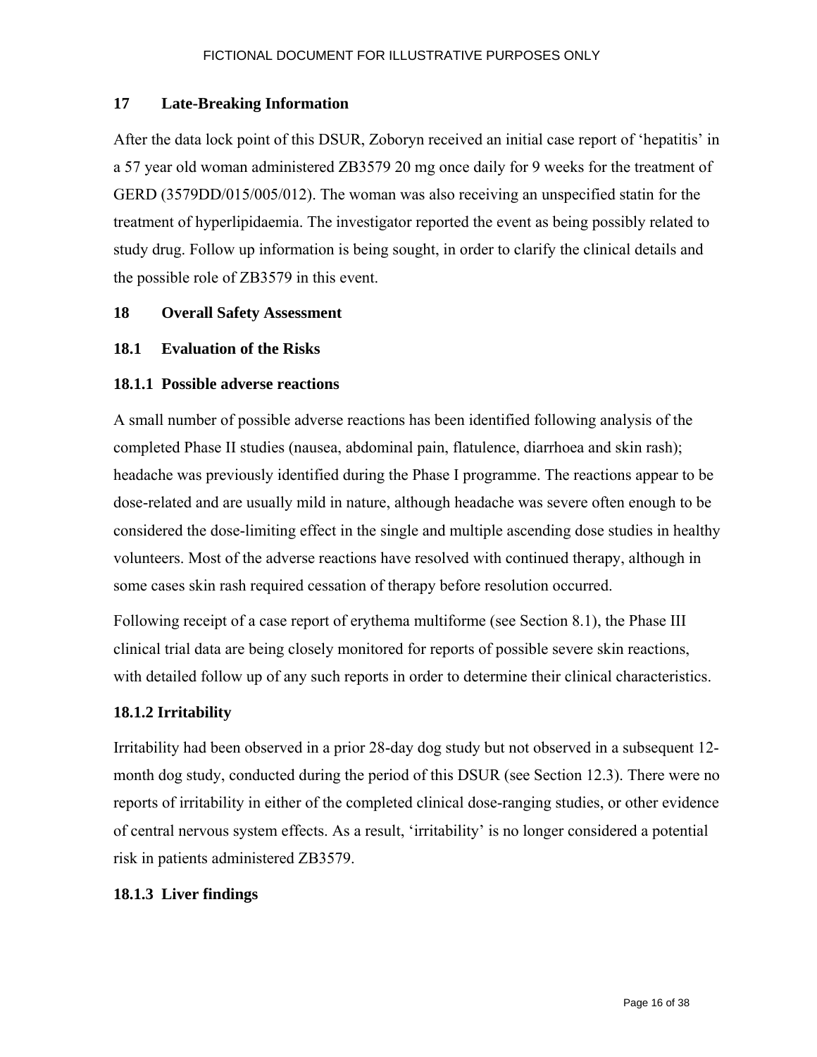FICTIONAL DOCUMENT FOR ILLUSTRATIVE PURPOSES ONLY

## 17 Late-Breaking Information

After the data lock point of this DSUR, Zoboryn received an initial case report of 'hepatitis' in a 57 year old woman administered ZB3579 20 mg once daily for 9 weeks for the treatment of GERD (3579DD/015/005/012). The woman was also receiving an unspecified statin for the treatment of hyperlipidaemia. The investigator reported the event as being possibly related to study drug. Follow up information is being sought, in order to clarify the clinical details and the possible role of ZB3579 in this event.

## 18 Overall Safety Assessment

### 18.1 Evaluation of the Risks

#### 18.1.1 Possible adverse reactions

A small number of possible adverse reactions has been identified following analysis of the completed Phase II studies (nausea, abdominal pain, flatulence, diarrhoea and skin rash); headache was previously identified during the Phase I programme. The reactions appear to be dose-related and are usually mild in nature, although headache was severe often enough to be considered the dose-limiting effect in the single and multiple ascending dose studies in healthy volunteers. Most of the adverse reactions have resolved with continued therapy, although in some cases skin rash required cessation of therapy before resolution occurred.

Following receipt of a case report of erythema multiforme (see Section 8.1), the Phase III clinical trial data are being closely monitored for reports of possible severe skin reactions, with detailed follow up of any such reports in order to determine their clinical characteristics.

#### 18.1.2 Irritability

Irritability had been observed in a prior 28-day dog study but not observed in a subsequent 12-month dog study, conducted during the period of this DSUR (see Section 12.3). There were no reports of irritability in either of the completed clinical dose-ranging studies, or other evidence of central nervous system effects. As a result, 'irritability' is no longer considered a potential risk in patients administered ZB3579.

#### 18.1.3 Liver findings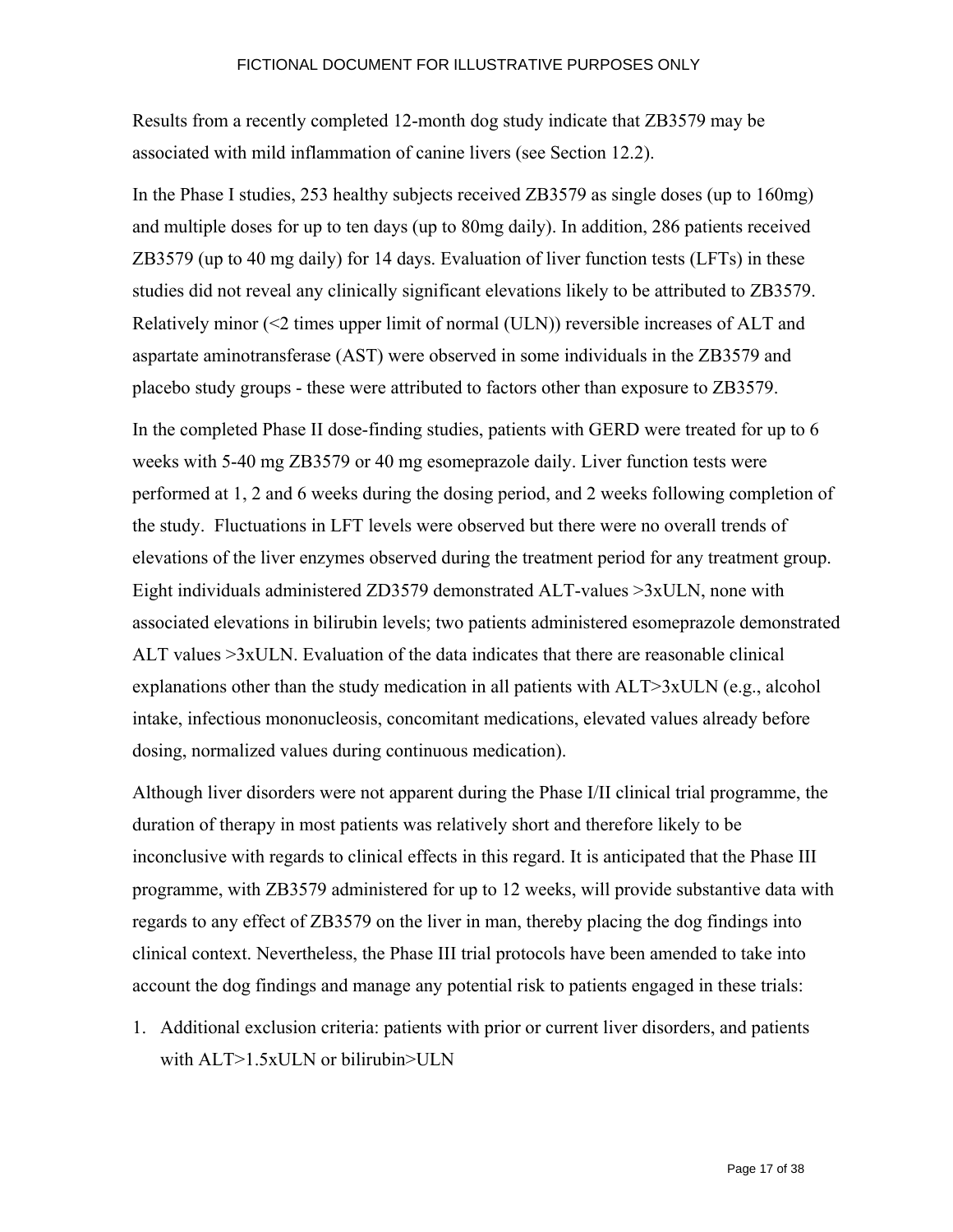FICTIONAL DOCUMENT FOR ILLUSTRATIVE PURPOSES ONLY

Results from a recently completed 12-month dog study indicate that ZB3579 may be associated with mild inflammation of canine livers (see Section 12.2).

In the Phase I studies, 253 healthy subjects received ZB3579 as single doses (up to 160mg) and multiple doses for up to ten days (up to 80mg daily). In addition, 286 patients received ZB3579 (up to 40 mg daily) for 14 days. Evaluation of liver function tests (LFTs) in these studies did not reveal any clinically significant elevations likely to be attributed to ZB3579. Relatively minor (<2 times upper limit of normal (ULN)) reversible increases of ALT and aspartate aminotransferase (AST) were observed in some individuals in the ZB3579 and placebo study groups - these were attributed to factors other than exposure to ZB3579.

In the completed Phase II dose-finding studies, patients with GERD were treated for up to 6 weeks with 5-40 mg ZB3579 or 40 mg esomeprazole daily. Liver function tests were performed at 1, 2 and 6 weeks during the dosing period, and 2 weeks following completion of the study. Fluctuations in LFT levels were observed but there were no overall trends of elevations of the liver enzymes observed during the treatment period for any treatment group. Eight individuals administered ZD3579 demonstrated ALT-values >3xULN, none with associated elevations in bilirubin levels; two patients administered esomeprazole demonstrated ALT values >3xULN. Evaluation of the data indicates that there are reasonable clinical explanations other than the study medication in all patients with ALT>3xULN (e.g., alcohol intake, infectious mononucleosis, concomitant medications, elevated values already before dosing, normalized values during continuous medication).

Although liver disorders were not apparent during the Phase I/II clinical trial programme, the duration of therapy in most patients was relatively short and therefore likely to be inconclusive with regards to clinical effects in this regard. It is anticipated that the Phase III programme, with ZB3579 administered for up to 12 weeks, will provide substantive data with regards to any effect of ZB3579 on the liver in man, thereby placing the dog findings into clinical context. Nevertheless, the Phase III trial protocols have been amended to take into account the dog findings and manage any potential risk to patients engaged in these trials:

1. Additional exclusion criteria: patients with prior or current liver disorders, and patients with ALT>1.5xULN or bilirubin>ULN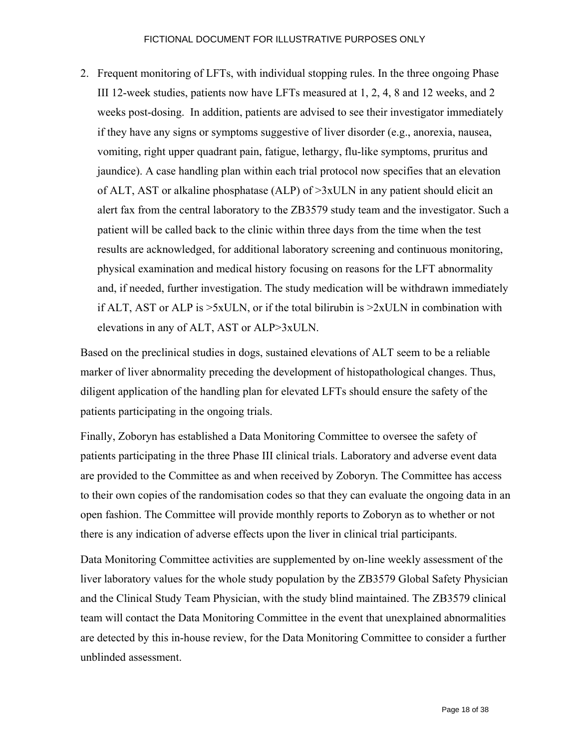2. Frequent monitoring of LFTs, with individual stopping rules. In the three ongoing Phase III 12-week studies, patients now have LFTs measured at 1, 2, 4, 8 and 12 weeks, and 2 weeks post-dosing. In addition, patients are advised to see their investigator immediately if they have any signs or symptoms suggestive of liver disorder (e.g., anorexia, nausea, vomiting, right upper quadrant pain, fatigue, lethargy, flu-like symptoms, pruritus and jaundice). A case handling plan within each trial protocol now specifies that an elevation of ALT, AST or alkaline phosphatase (ALP) of >3xULN in any patient should elicit an alert fax from the central laboratory to the ZB3579 study team and the investigator. Such a patient will be called back to the clinic within three days from the time when the test results are acknowledged, for additional laboratory screening and continuous monitoring, physical examination and medical history focusing on reasons for the LFT abnormality and, if needed, further investigation. The study medication will be withdrawn immediately if ALT, AST or ALP is >5xULN, or if the total bilirubin is >2xULN in combination with elevations in any of ALT, AST or ALP>3xULN.

Based on the preclinical studies in dogs, sustained elevations of ALT seem to be a reliable marker of liver abnormality preceding the development of histopathological changes. Thus, diligent application of the handling plan for elevated LFTs should ensure the safety of the patients participating in the ongoing trials.

Finally, Zoboryn has established a Data Monitoring Committee to oversee the safety of patients participating in the three Phase III clinical trials. Laboratory and adverse event data are provided to the Committee as and when received by Zoboryn. The Committee has access to their own copies of the randomisation codes so that they can evaluate the ongoing data in an open fashion. The Committee will provide monthly reports to Zoboryn as to whether or not there is any indication of adverse effects upon the liver in clinical trial participants.

Data Monitoring Committee activities are supplemented by on-line weekly assessment of the liver laboratory values for the whole study population by the ZB3579 Global Safety Physician and the Clinical Study Team Physician, with the study blind maintained. The ZB3579 clinical team will contact the Data Monitoring Committee in the event that unexplained abnormalities are detected by this in-house review, for the Data Monitoring Committee to consider a further unblinded assessment.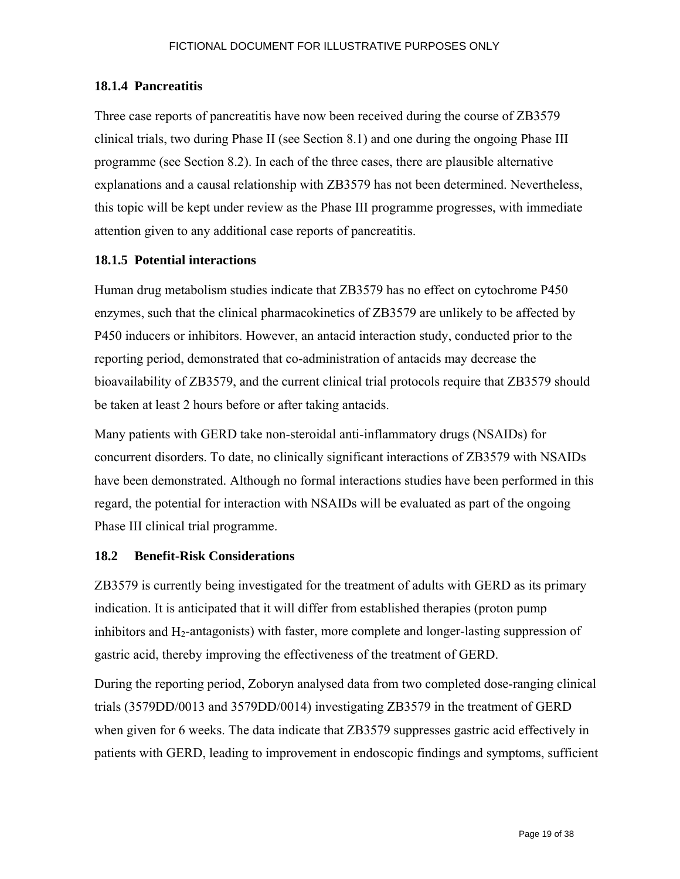### 18.1.4 Pancreatitis

Three case reports of pancreatitis have now been received during the course of ZB3579 clinical trials, two during Phase II (see Section 8.1) and one during the ongoing Phase III programme (see Section 8.2). In each of the three cases, there are plausible alternative explanations and a causal relationship with ZB3579 has not been determined. Nevertheless, this topic will be kept under review as the Phase III programme progresses, with immediate attention given to any additional case reports of pancreatitis.

### 18.1.5 Potential interactions

Human drug metabolism studies indicate that ZB3579 has no effect on cytochrome P450 enzymes, such that the clinical pharmacokinetics of ZB3579 are unlikely to be affected by P450 inducers or inhibitors. However, an antacid interaction study, conducted prior to the reporting period, demonstrated that co-administration of antacids may decrease the bioavailability of ZB3579, and the current clinical trial protocols require that ZB3579 should be taken at least 2 hours before or after taking antacids.

Many patients with GERD take non-steroidal anti-inflammatory drugs (NSAIDs) for concurrent disorders. To date, no clinically significant interactions of ZB3579 with NSAIDs have been demonstrated. Although no formal interactions studies have been performed in this regard, the potential for interaction with NSAIDs will be evaluated as part of the ongoing Phase III clinical trial programme.

## 18.2 Benefit-Risk Considerations

ZB3579 is currently being investigated for the treatment of adults with GERD as its primary indication. It is anticipated that it will differ from established therapies (proton pump inhibitors and $H_2$-antagonists) with faster, more complete and longer-lasting suppression of gastric acid, thereby improving the effectiveness of the treatment of GERD.

During the reporting period, Zoboryn analysed data from two completed dose-ranging clinical trials (3579DD/0013 and 3579DD/0014) investigating ZB3579 in the treatment of GERD when given for 6 weeks. The data indicate that ZB3579 suppresses gastric acid effectively in patients with GERD, leading to improvement in endoscopic findings and symptoms, sufficient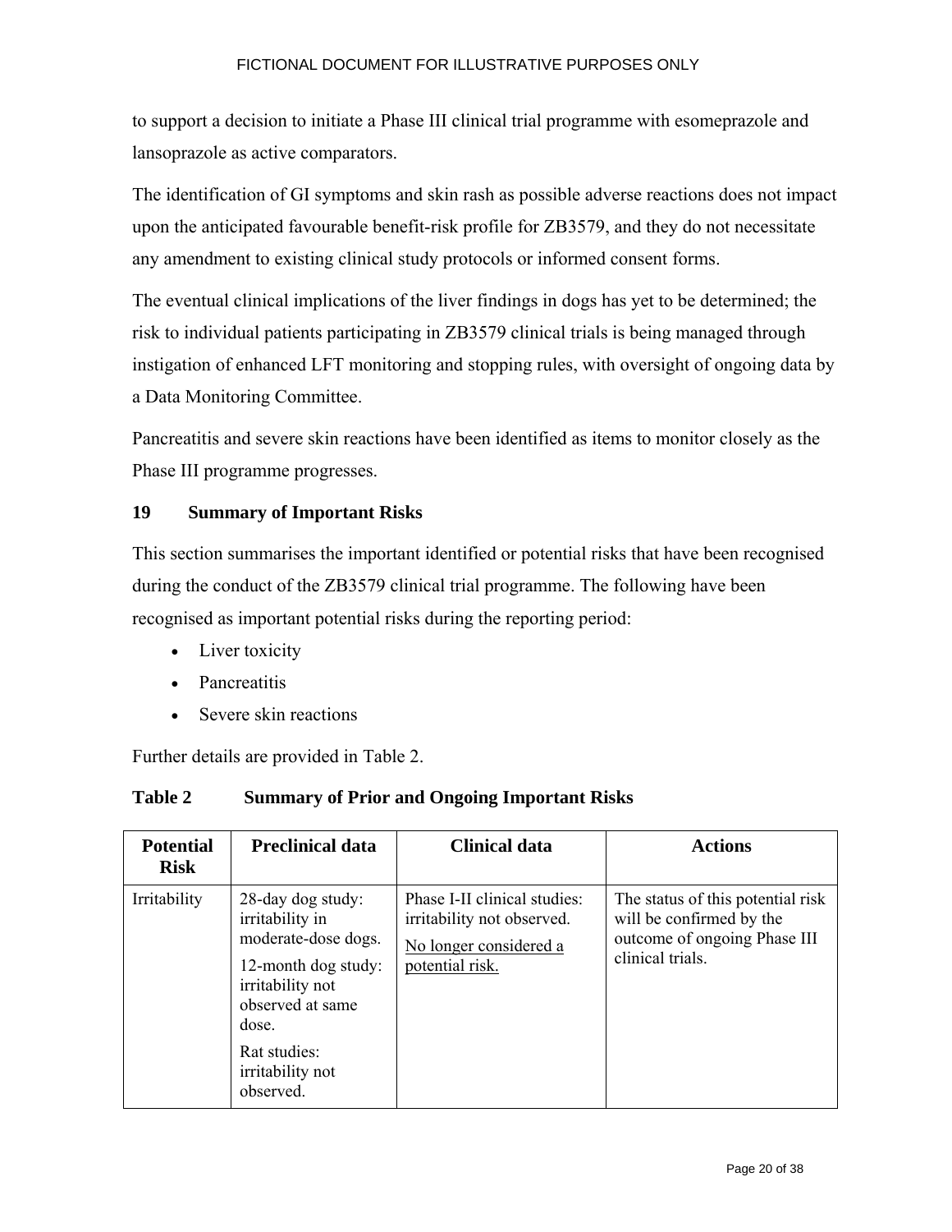to support a decision to initiate a Phase III clinical trial programme with esomeprazole and lansoprazole as active comparators.

The identification of GI symptoms and skin rash as possible adverse reactions does not impact upon the anticipated favourable benefit-risk profile for ZB3579, and they do not necessitate any amendment to existing clinical study protocols or informed consent forms.

The eventual clinical implications of the liver findings in dogs has yet to be determined; the risk to individual patients participating in ZB3579 clinical trials is being managed through instigation of enhanced LFT monitoring and stopping rules, with oversight of ongoing data by a Data Monitoring Committee.

Pancreatitis and severe skin reactions have been identified as items to monitor closely as the Phase III programme progresses.

## 19 Summary of Important Risks

This section summarises the important identified or potential risks that have been recognised during the conduct of the ZB3579 clinical trial programme. The following have been recognised as important potential risks during the reporting period:

- Liver toxicity
- Pancreatitis
- Severe skin reactions

Further details are provided in Table 2.

**Table 2 Summary of Prior and Ongoing Important Risks**

| Potential Risk | Preclinical data | Clinical data | Actions |
|---|---|---|---|
| Irritability | 28-day dog study: irritability in moderate-dose dogs.<br>12-month dog study: irritability not observed at same dose.<br>Rat studies: irritability not observed. | Phase I-II clinical studies: irritability not observed.<br><u>No longer considered a potential risk.</u> | The status of this potential risk will be confirmed by the outcome of ongoing Phase III clinical trials. |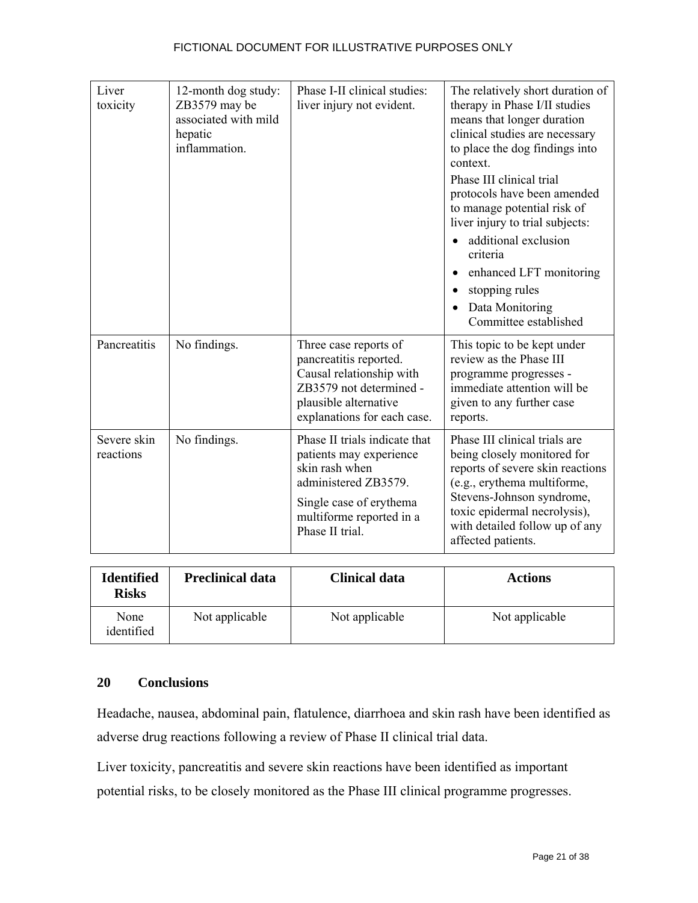FICTIONAL DOCUMENT FOR ILLUSTRATIVE PURPOSES ONLY

| | | | |
|---|---|---|---|
| Liver toxicity | 12-month dog study: ZB3579 may be associated with mild hepatic inflammation. | Phase I-II clinical studies: liver injury not evident. | The relatively short duration of therapy in Phase I/II studies means that longer duration clinical studies are necessary to place the dog findings into context.<br>Phase III clinical trial protocols have been amended to manage potential risk of liver injury to trial subjects:<br>• additional exclusion criteria<br>• enhanced LFT monitoring<br>• stopping rules<br>• Data Monitoring Committee established |
| Pancreatitis | No findings. | Three case reports of pancreatitis reported. Causal relationship with ZB3579 not determined - plausible alternative explanations for each case. | This topic to be kept under review as the Phase III programme progresses - immediate attention will be given to any further case reports. |
| Severe skin reactions | No findings. | Phase II trials indicate that patients may experience skin rash when administered ZB3579.<br>Single case of erythema multiforme reported in a Phase II trial. | Phase III clinical trials are being closely monitored for reports of severe skin reactions (e.g., erythema multiforme, Stevens-Johnson syndrome, toxic epidermal necrolysis), with detailed follow up of any affected patients. |

| Identified Risks | Preclinical data | Clinical data | Actions |
|---|---|---|---|
| None identified | Not applicable | Not applicable | Not applicable |

## 20 Conclusions

Headache, nausea, abdominal pain, flatulence, diarrhoea and skin rash have been identified as adverse drug reactions following a review of Phase II clinical trial data.

Liver toxicity, pancreatitis and severe skin reactions have been identified as important potential risks, to be closely monitored as the Phase III clinical programme progresses.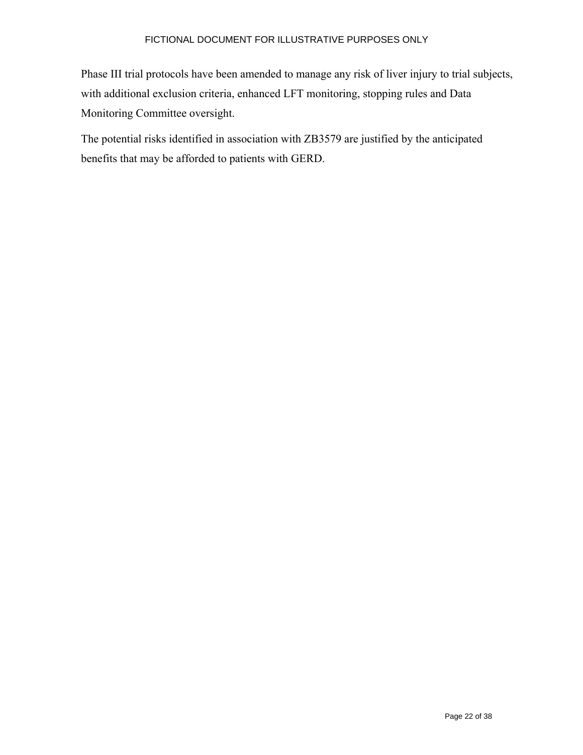Phase III trial protocols have been amended to manage any risk of liver injury to trial subjects, with additional exclusion criteria, enhanced LFT monitoring, stopping rules and Data Monitoring Committee oversight.

The potential risks identified in association with ZB3579 are justified by the anticipated benefits that may be afforded to patients with GERD.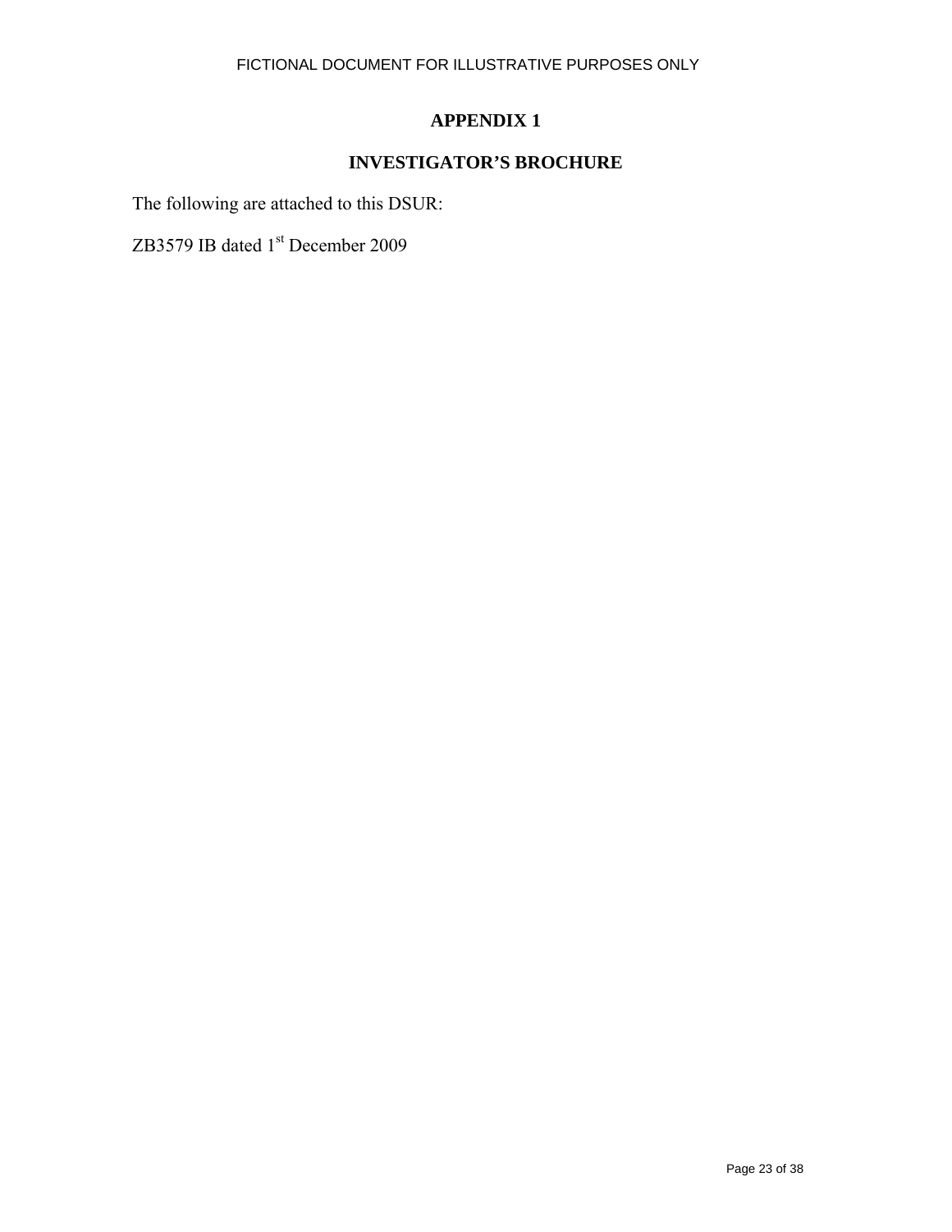# APPENDIX 1

## INVESTIGATOR'S BROCHURE

The following are attached to this DSUR:

ZB3579 IB dated 1st December 2009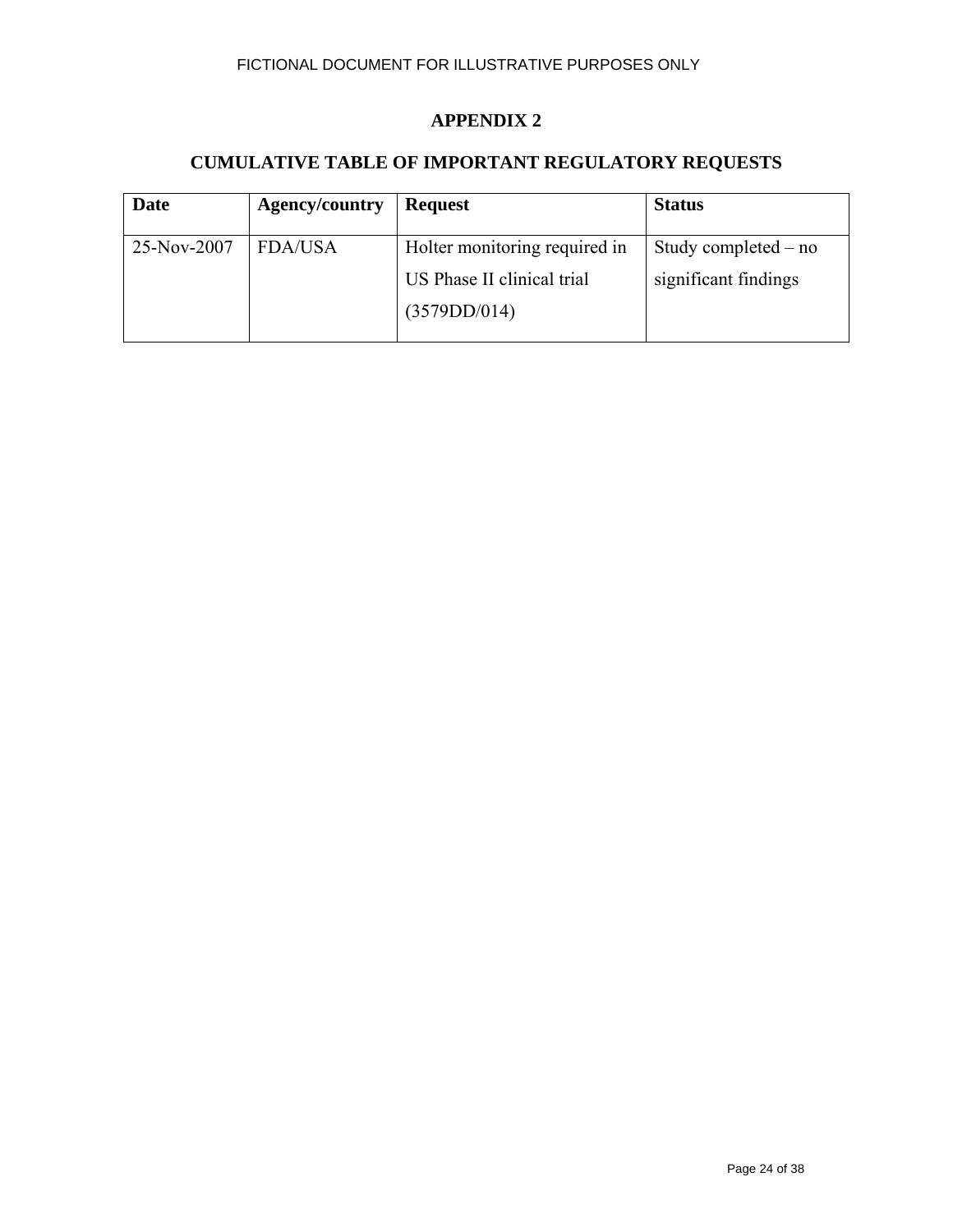FICTIONAL DOCUMENT FOR ILLUSTRATIVE PURPOSES ONLY

# APPENDIX 2

## CUMULATIVE TABLE OF IMPORTANT REGULATORY REQUESTS

| Date | Agency/country | Request | Status |
|---|---|---|---|
| 25-Nov-2007 | FDA/USA | Holter monitoring required in US Phase II clinical trial (3579DD/014) | Study completed – no significant findings |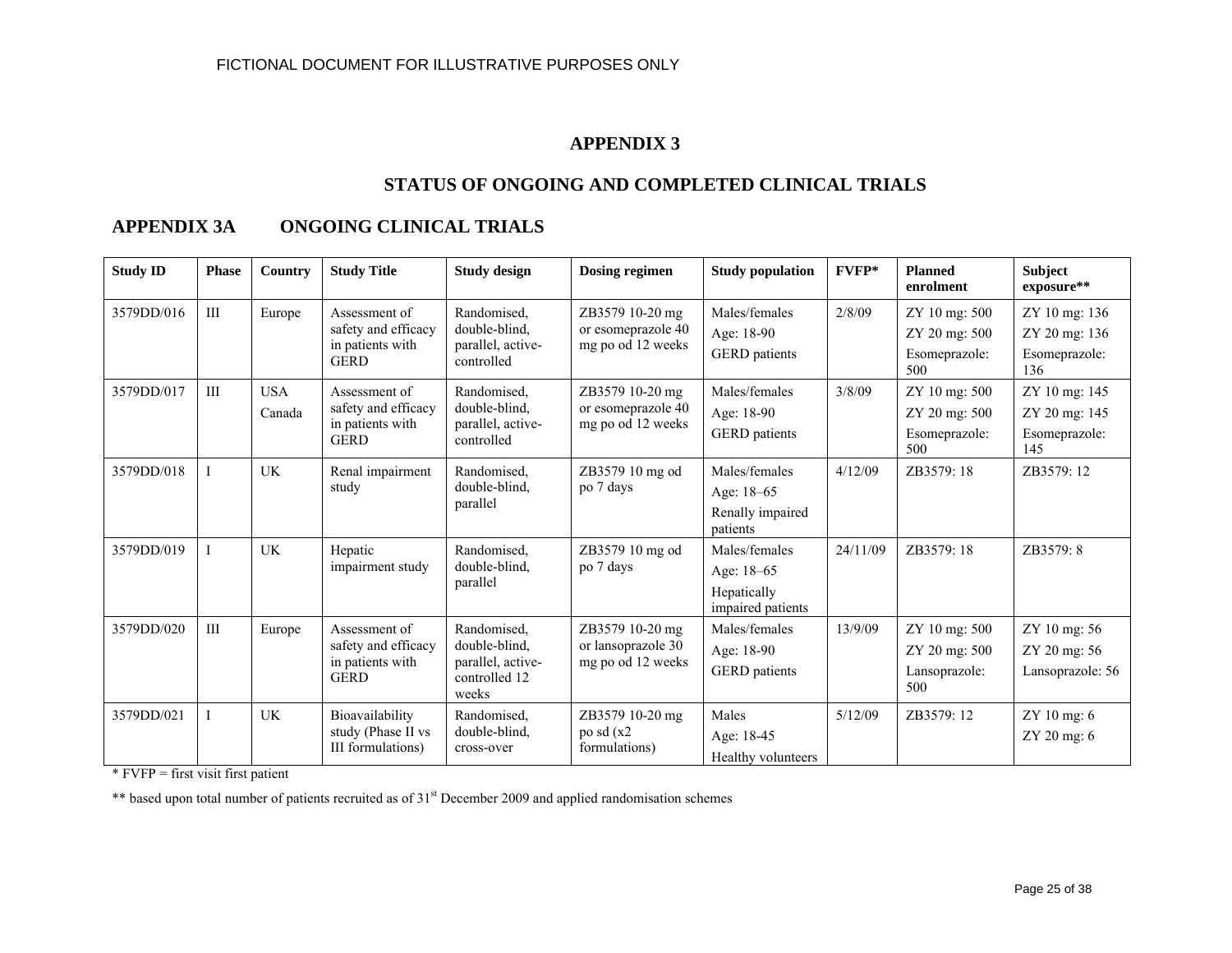FICTIONAL DOCUMENT FOR ILLUSTRATIVE PURPOSES ONLY

# APPENDIX 3

## STATUS OF ONGOING AND COMPLETED CLINICAL TRIALS

## APPENDIX 3A ONGOING CLINICAL TRIALS

| Study ID | Phase | Country | Study Title | Study design | Dosing regimen | Study population | FVFP* | Planned enrolment | Subject exposure** |
|---|---|---|---|---|---|---|---|---|---|
| 3579DD/016 | III | Europe | Assessment of safety and efficacy in patients with GERD | Randomised, double-blind, parallel, active-controlled | ZB3579 10-20 mg or esomeprazole 40 mg po od 12 weeks | Males/females<br>Age: 18-90<br>GERD patients | 2/8/09 | ZY 10 mg: 500<br>ZY 20 mg: 500<br>Esomeprazole: 500 | ZY 10 mg: 136<br>ZY 20 mg: 136<br>Esomeprazole: 136 |
| 3579DD/017 | III | USA<br>Canada | Assessment of safety and efficacy in patients with GERD | Randomised, double-blind, parallel, active-controlled | ZB3579 10-20 mg or esomeprazole 40 mg po od 12 weeks | Males/females<br>Age: 18-90<br>GERD patients | 3/8/09 | ZY 10 mg: 500<br>ZY 20 mg: 500<br>Esomeprazole: 500 | ZY 10 mg: 145<br>ZY 20 mg: 145<br>Esomeprazole: 145 |
| 3579DD/018 | I | UK | Renal impairment study | Randomised, double-blind, parallel | ZB3579 10 mg od po 7 days | Males/females<br>Age: 18–65<br>Renally impaired patients | 4/12/09 | ZB3579: 18 | ZB3579: 12 |
| 3579DD/019 | I | UK | Hepatic impairment study | Randomised, double-blind, parallel | ZB3579 10 mg od po 7 days | Males/females<br>Age: 18–65<br>Hepatically impaired patients | 24/11/09 | ZB3579: 18 | ZB3579: 8 |
| 3579DD/020 | III | Europe | Assessment of safety and efficacy in patients with GERD | Randomised, double-blind, parallel, active-controlled 12 weeks | ZB3579 10-20 mg or lansoprazole 30 mg po od 12 weeks | Males/females<br>Age: 18-90<br>GERD patients | 13/9/09 | ZY 10 mg: 500<br>ZY 20 mg: 500<br>Lansoprazole: 500 | ZY 10 mg: 56<br>ZY 20 mg: 56<br>Lansoprazole: 56 |
| 3579DD/021 | I | UK | Bioavailability study (Phase II vs III formulations) | Randomised, double-blind, cross-over | ZB3579 10-20 mg po sd (x2 formulations) | Males<br>Age: 18-45<br>Healthy volunteers | 5/12/09 | ZB3579: 12 | ZY 10 mg: 6<br>ZY 20 mg: 6 |

* FVFP = first visit first patient

** based upon total number of patients recruited as of 31st December 2009 and applied randomisation schemes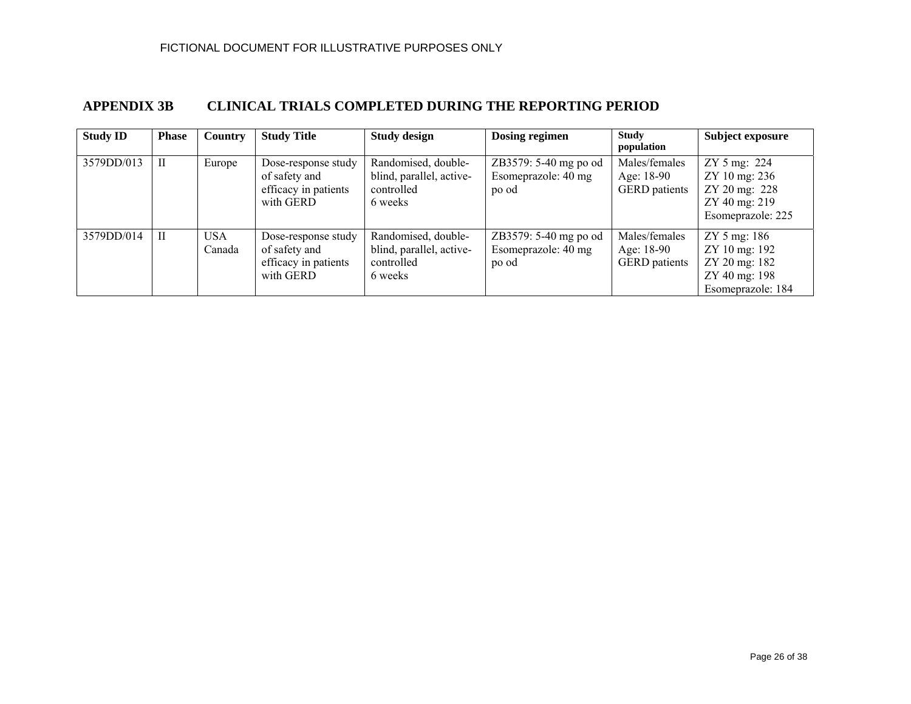FICTIONAL DOCUMENT FOR ILLUSTRATIVE PURPOSES ONLY

## APPENDIX 3B CLINICAL TRIALS COMPLETED DURING THE REPORTING PERIOD

| Study ID | Phase | Country | Study Title | Study design | Dosing regimen | Study population | Subject exposure |
|---|---|---|---|---|---|---|---|
| 3579DD/013 | II | Europe | Dose-response study of safety and efficacy in patients with GERD | Randomised, double-blind, parallel, active-controlled<br>6 weeks | ZB3579: 5-40 mg po od<br>Esomeprazole: 40 mg po od | Males/females<br>Age: 18-90<br>GERD patients | ZY 5 mg: 224<br>ZY 10 mg: 236<br>ZY 20 mg: 228<br>ZY 40 mg: 219<br>Esomeprazole: 225 |
| 3579DD/014 | II | USA<br>Canada | Dose-response study of safety and efficacy in patients with GERD | Randomised, double-blind, parallel, active-controlled<br>6 weeks | ZB3579: 5-40 mg po od<br>Esomeprazole: 40 mg po od | Males/females<br>Age: 18-90<br>GERD patients | ZY 5 mg: 186<br>ZY 10 mg: 192<br>ZY 20 mg: 182<br>ZY 40 mg: 198<br>Esomeprazole: 184 |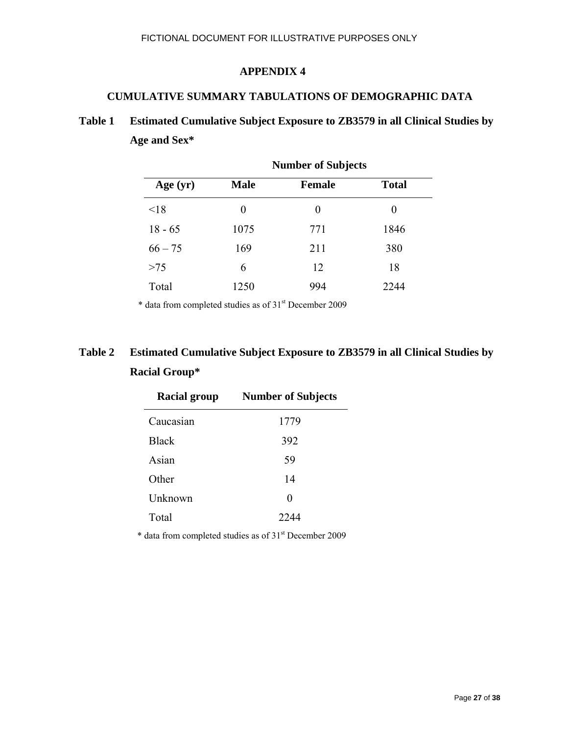FICTIONAL DOCUMENT FOR ILLUSTRATIVE PURPOSES ONLY

# APPENDIX 4

## CUMULATIVE SUMMARY TABULATIONS OF DEMOGRAPHIC DATA

**Table 1 Estimated Cumulative Subject Exposure to ZB3579 in all Clinical Studies by Age and Sex***

| | Number of Subjects | | |
|---|---|---|---|
| **Age (yr)** | **Male** | **Female** | **Total** |
| <18 | 0 | 0 | 0 |
| 18 - 65 | 1075 | 771 | 1846 |
| 66 – 75 | 169 | 211 | 380 |
| >75 | 6 | 12 | 18 |
| Total | 1250 | 994 | 2244 |

* data from completed studies as of 31st December 2009

**Table 2 Estimated Cumulative Subject Exposure to ZB3579 in all Clinical Studies by Racial Group***

| Racial group | Number of Subjects |
|---|---|
| Caucasian | 1779 |
| Black | 392 |
| Asian | 59 |
| Other | 14 |
| Unknown | 0 |
| Total | 2244 |

* data from completed studies as of 31st December 2009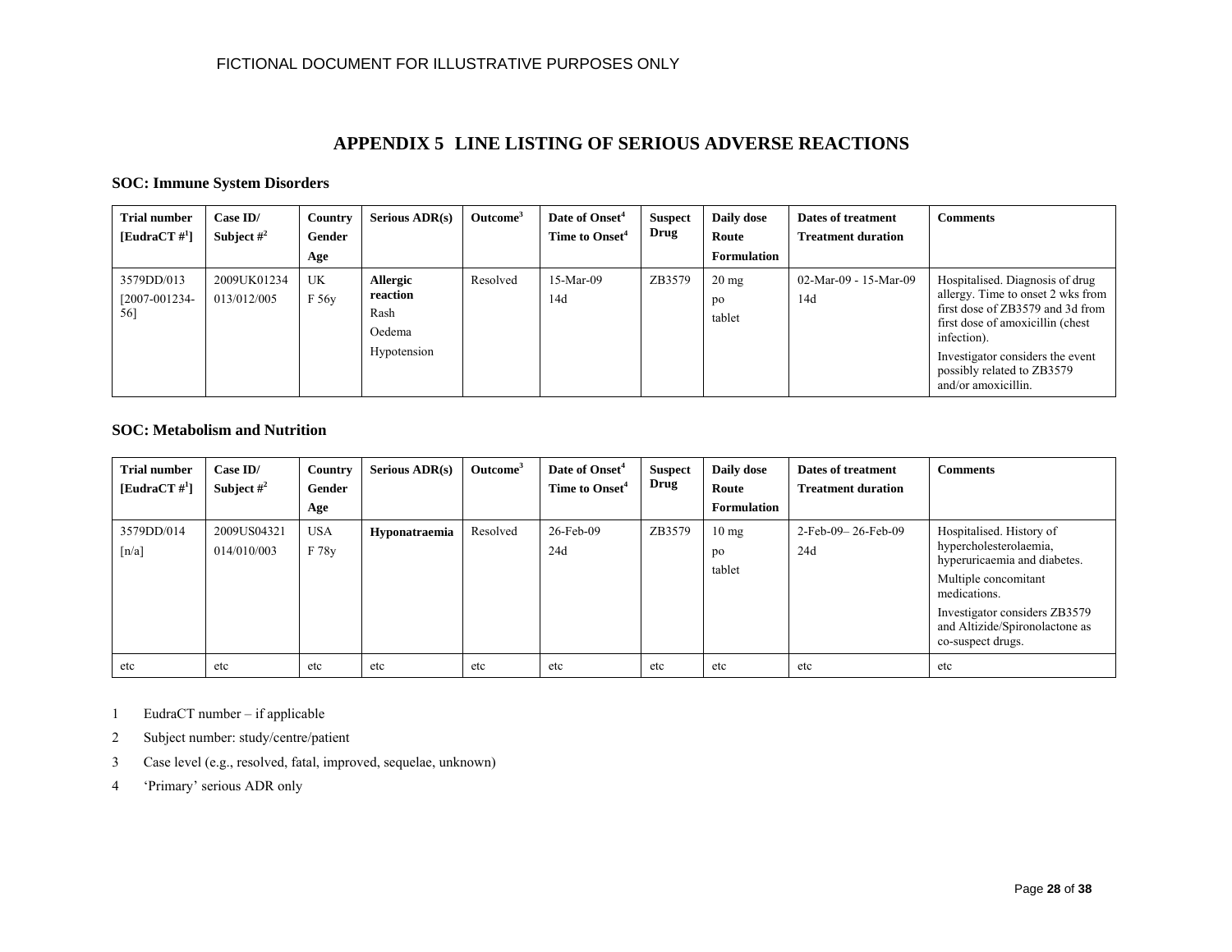FICTIONAL DOCUMENT FOR ILLUSTRATIVE PURPOSES ONLY

# APPENDIX 5 LINE LISTING OF SERIOUS ADVERSE REACTIONS

### SOC: Immune System Disorders

| Trial number [EudraCT #[1]] | Case ID/ Subject #[2] | Country Gender Age | Serious ADR(s) | Outcome[3] | Date of Onset[4] Time to Onset[4] | Suspect Drug | Daily dose Route Formulation | Dates of treatment Treatment duration | Comments |
|---|---|---|---|---|---|---|---|---|---|
| 3579DD/013 [2007-001234-56] | 2009UK01234 013/012/005 | UK F 56y | **Allergic reaction** Rash Oedema Hypotension | Resolved | 15-Mar-09 14d | ZB3579 | 20 mg po tablet | 02-Mar-09 - 15-Mar-09 14d | Hospitalised. Diagnosis of drug allergy. Time to onset 2 wks from first dose of ZB3579 and 3d from first dose of amoxicillin (chest infection). Investigator considers the event possibly related to ZB3579 and/or amoxicillin. |

### SOC: Metabolism and Nutrition

| Trial number [EudraCT #[1]] | Case ID/ Subject #[2] | Country Gender Age | Serious ADR(s) | Outcome[3] | Date of Onset[4] Time to Onset[4] | Suspect Drug | Daily dose Route Formulation | Dates of treatment Treatment duration | Comments |
|---|---|---|---|---|---|---|---|---|---|
| 3579DD/014 [n/a] | 2009US04321 014/010/003 | USA F 78y | **Hyponatraemia** | Resolved | 26-Feb-09 24d | ZB3579 | 10 mg po tablet | 2-Feb-09– 26-Feb-09 24d | Hospitalised. History of hypercholesterolaemia, hyperuricaemia and diabetes. Multiple concomitant medications. Investigator considers ZB3579 and Altizide/Spironolactone as co-suspect drugs. |
| etc | etc | etc | etc | etc | etc | etc | etc | etc | etc |

1 EudraCT number – if applicable

2 Subject number: study/centre/patient

3 Case level (e.g., resolved, fatal, improved, sequelae, unknown)

4 'Primary' serious ADR only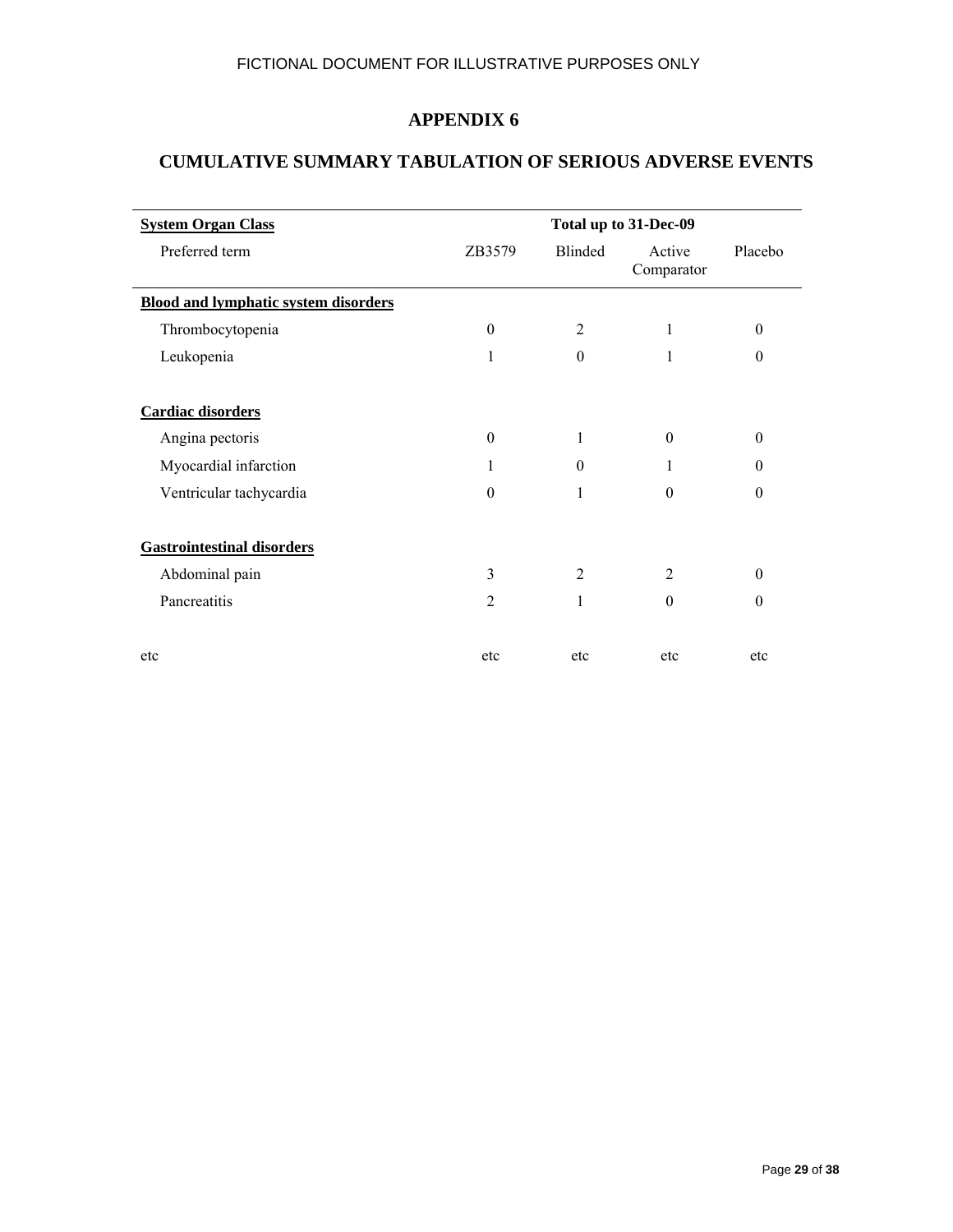FICTIONAL DOCUMENT FOR ILLUSTRATIVE PURPOSES ONLY

# APPENDIX 6

## CUMULATIVE SUMMARY TABULATION OF SERIOUS ADVERSE EVENTS

| System Organ Class | Total up to 31-Dec-09 | | | |
|---|---|---|---|---|
| Preferred term | ZB3579 | Blinded | Active Comparator | Placebo |
| **Blood and lymphatic system disorders** | | | | |
| Thrombocytopenia | 0 | 2 | 1 | 0 |
| Leukopenia | 1 | 0 | 1 | 0 |
| **Cardiac disorders** | | | | |
| Angina pectoris | 0 | 1 | 0 | 0 |
| Myocardial infarction | 1 | 0 | 1 | 0 |
| Ventricular tachycardia | 0 | 1 | 0 | 0 |
| **Gastrointestinal disorders** | | | | |
| Abdominal pain | 3 | 2 | 2 | 0 |
| Pancreatitis | 2 | 1 | 0 | 0 |
| etc | etc | etc | etc | etc |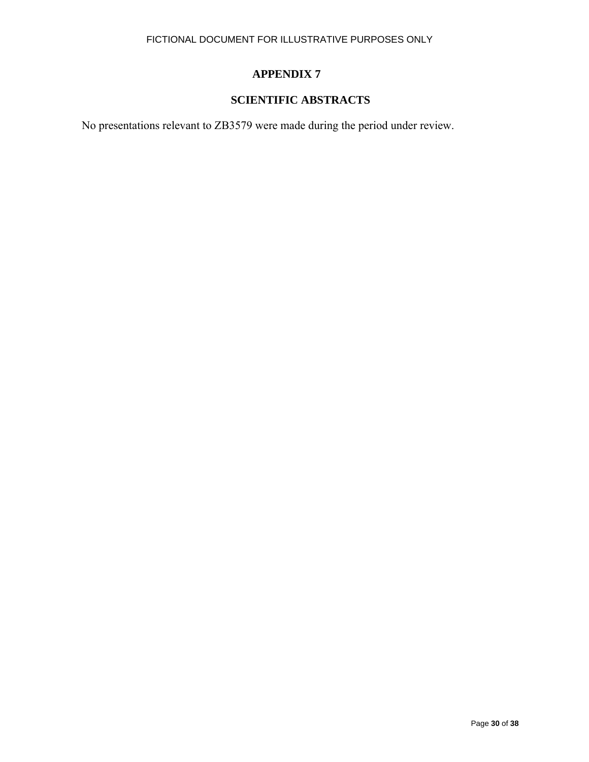# APPENDIX 7

## SCIENTIFIC ABSTRACTS

No presentations relevant to ZB3579 were made during the period under review.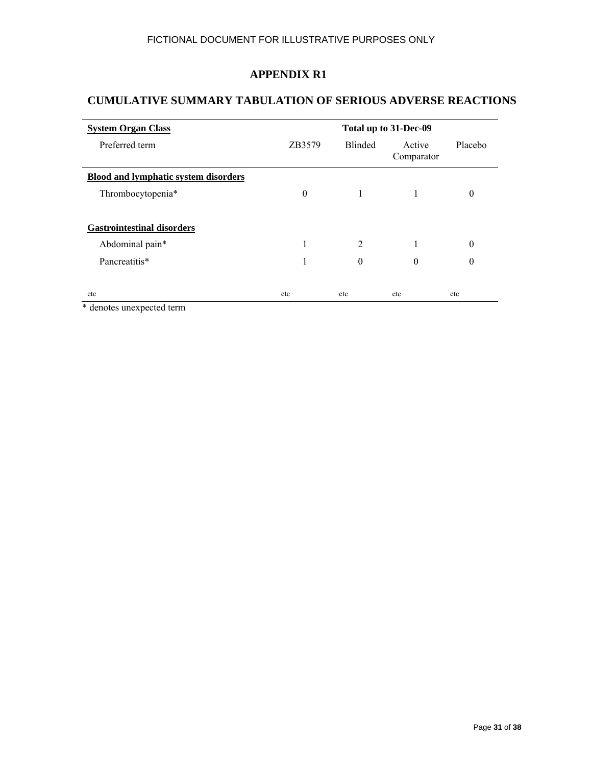FICTIONAL DOCUMENT FOR ILLUSTRATIVE PURPOSES ONLY

# APPENDIX R1

## CUMULATIVE SUMMARY TABULATION OF SERIOUS ADVERSE REACTIONS

| **System Organ Class** | Total up to 31-Dec-09 | | | |
|---|---|---|---|---|
| Preferred term | ZB3579 | Blinded | Active Comparator | Placebo |
| **Blood and lymphatic system disorders** | | | | |
| Thrombocytopenia* | 0 | 1 | 1 | 0 |
| **Gastrointestinal disorders** | | | | |
| Abdominal pain* | 1 | 2 | 1 | 0 |
| Pancreatitis* | 1 | 0 | 0 | 0 |
| etc | etc | etc | etc | etc |

* denotes unexpected term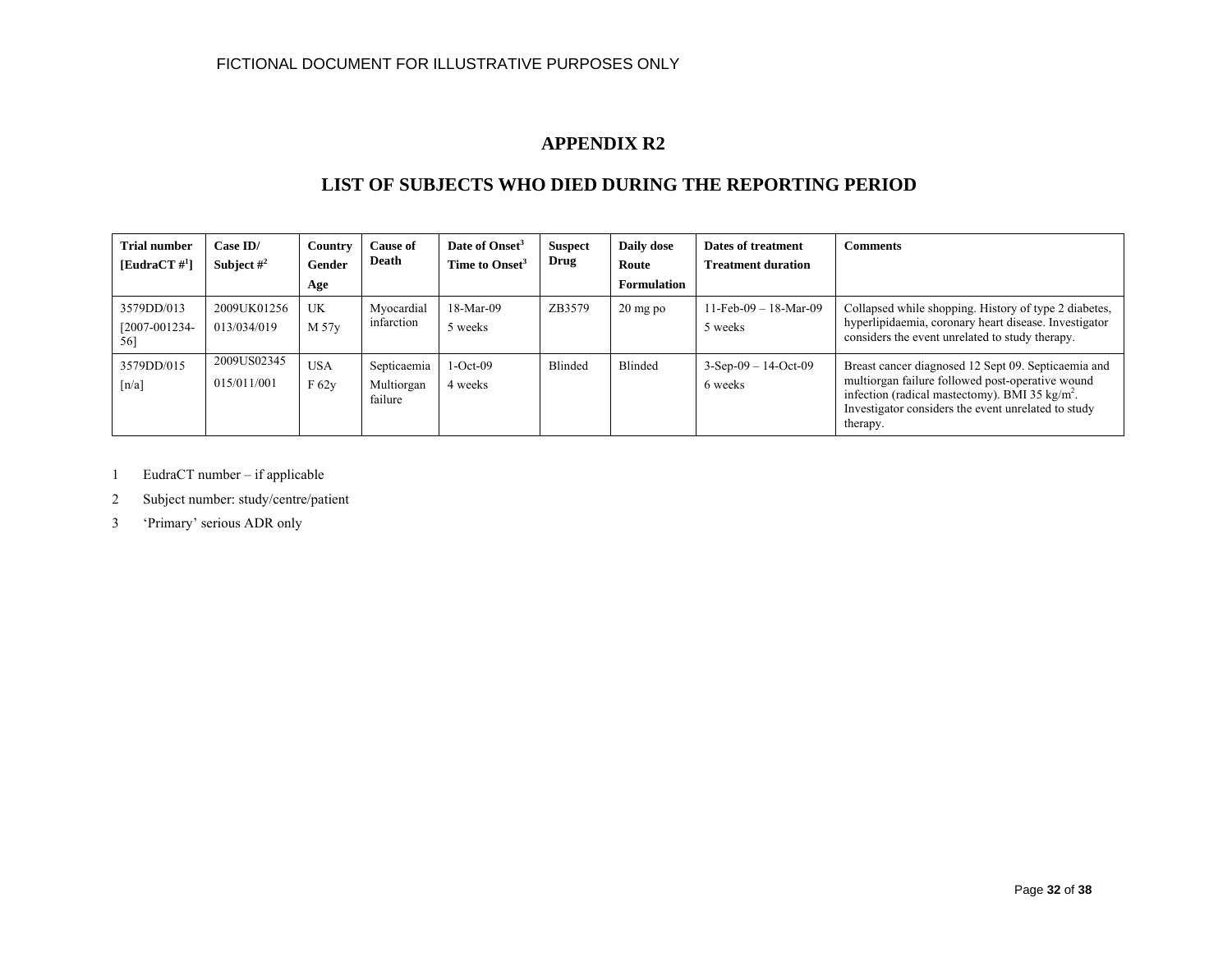FICTIONAL DOCUMENT FOR ILLUSTRATIVE PURPOSES ONLY

# APPENDIX R2

## LIST OF SUBJECTS WHO DIED DURING THE REPORTING PERIOD

| Trial number [EudraCT #[1]] | Case ID/ Subject #[2] | Country Gender Age | Cause of Death | Date of Onset[3] Time to Onset[3] | Suspect Drug | Daily dose Route Formulation | Dates of treatment Treatment duration | Comments |
|---|---|---|---|---|---|---|---|---|
| 3579DD/013 [2007-001234-56] | 2009UK01256 013/034/019 | UK M 57y | Myocardial infarction | 18-Mar-09 5 weeks | ZB3579 | 20 mg po | 11-Feb-09 – 18-Mar-09 5 weeks | Collapsed while shopping. History of type 2 diabetes, hyperlipidaemia, coronary heart disease. Investigator considers the event unrelated to study therapy. |
| 3579DD/015 [n/a] | 2009US02345 015/011/001 | USA F 62y | Septicaemia Multiorgan failure | 1-Oct-09 4 weeks | Blinded | Blinded | 3-Sep-09 – 14-Oct-09 6 weeks | Breast cancer diagnosed 12 Sept 09. Septicaemia and multiorgan failure followed post-operative wound infection (radical mastectomy). BMI 35 kg/m$^2$. Investigator considers the event unrelated to study therapy. |

1 EudraCT number – if applicable

2 Subject number: study/centre/patient

3 ‘Primary’ serious ADR only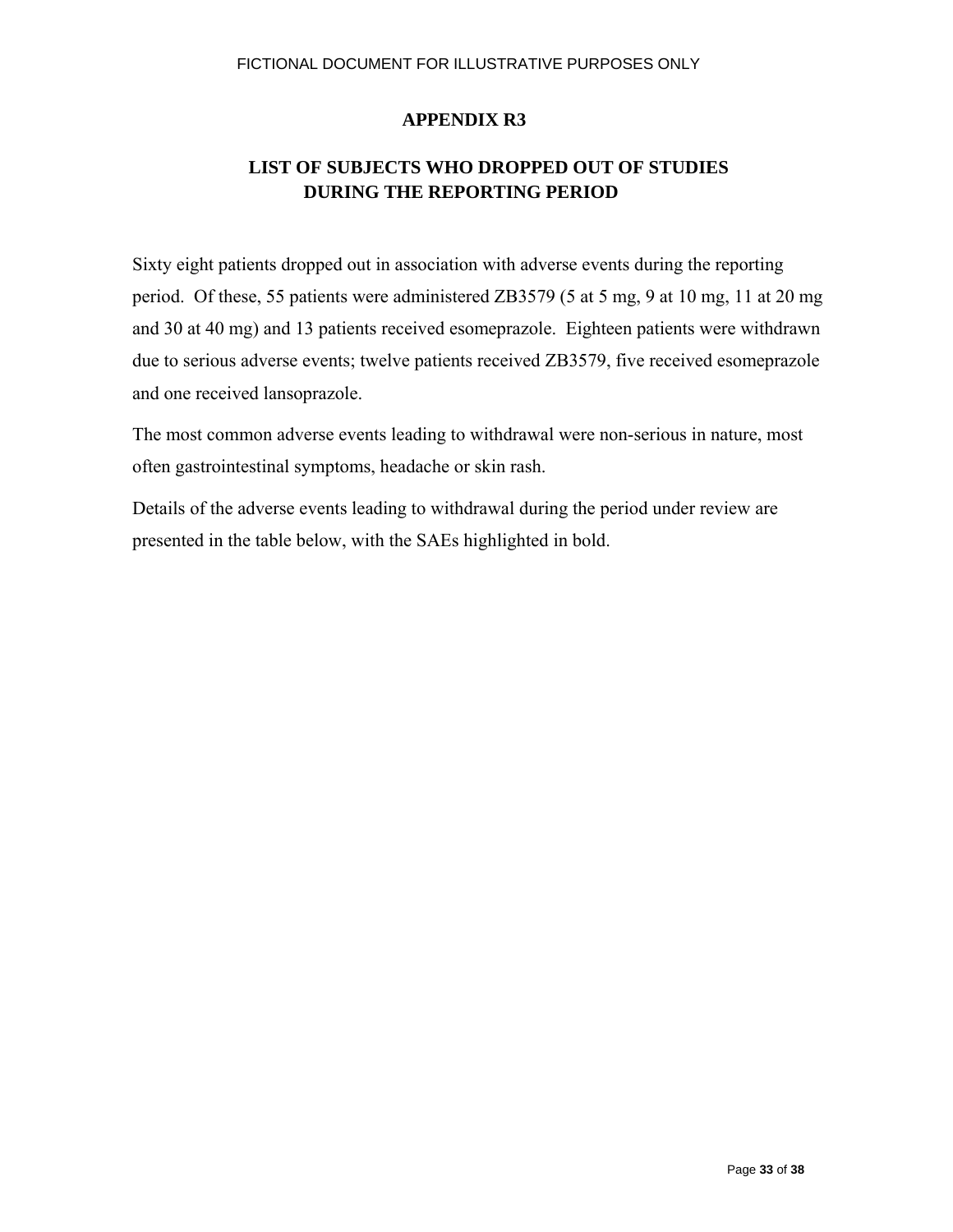## APPENDIX R3

## LIST OF SUBJECTS WHO DROPPED OUT OF STUDIES DURING THE REPORTING PERIOD

Sixty eight patients dropped out in association with adverse events during the reporting period. Of these, 55 patients were administered ZB3579 (5 at 5 mg, 9 at 10 mg, 11 at 20 mg and 30 at 40 mg) and 13 patients received esomeprazole. Eighteen patients were withdrawn due to serious adverse events; twelve patients received ZB3579, five received esomeprazole and one received lansoprazole.

The most common adverse events leading to withdrawal were non-serious in nature, most often gastrointestinal symptoms, headache or skin rash.

Details of the adverse events leading to withdrawal during the period under review are presented in the table below, with the SAEs highlighted in bold.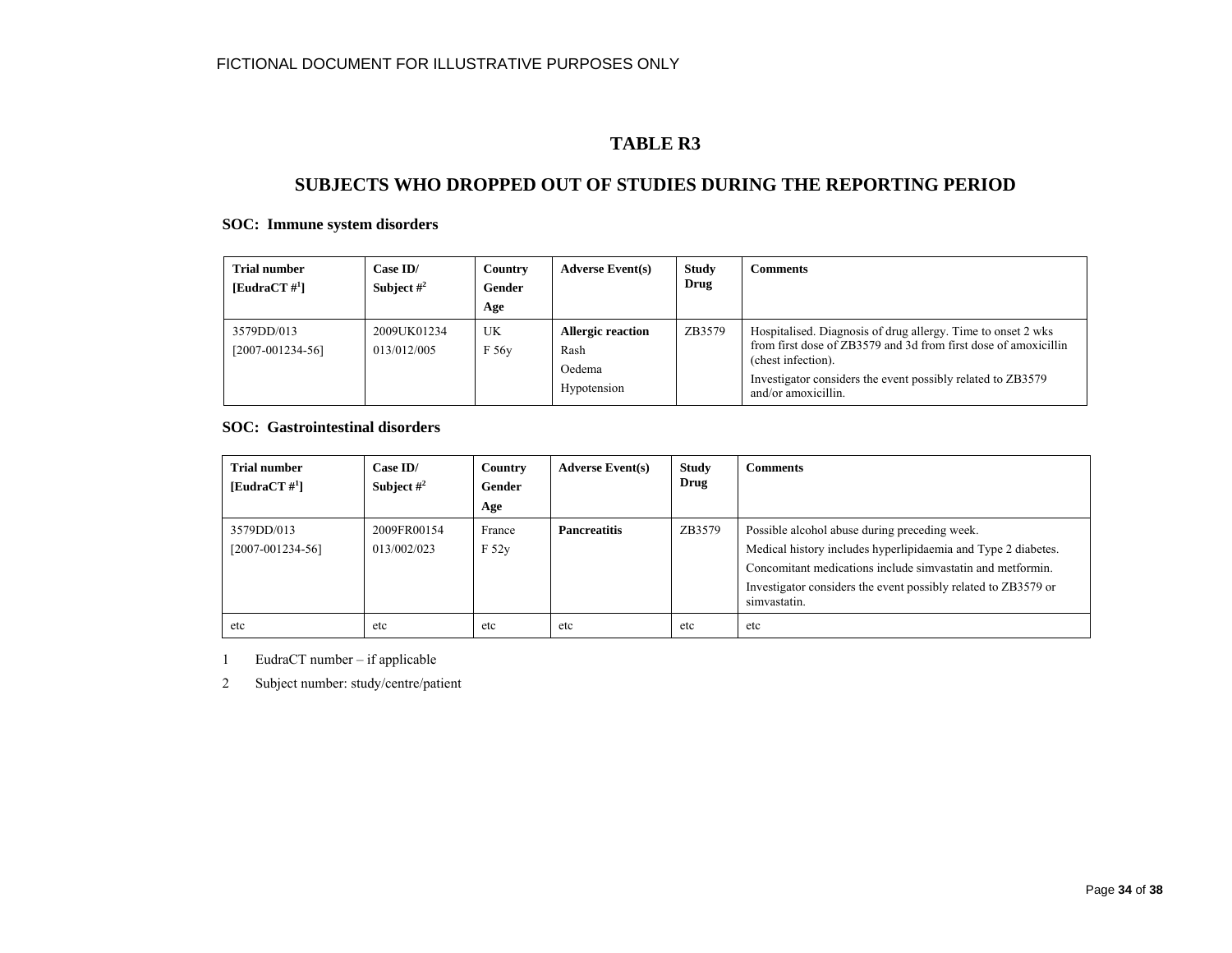FICTIONAL DOCUMENT FOR ILLUSTRATIVE PURPOSES ONLY

# TABLE R3

## SUBJECTS WHO DROPPED OUT OF STUDIES DURING THE REPORTING PERIOD

**SOC: Immune system disorders**

| Trial number [EudraCT #[1]] | Case ID/ Subject #[2] | Country Gender Age | Adverse Event(s) | Study Drug | Comments |
|---|---|---|---|---|---|
| 3579DD/013 [2007-001234-56] | 2009UK01234 013/012/005 | UK F 56y | **Allergic reaction** Rash Oedema Hypotension | ZB3579 | Hospitalised. Diagnosis of drug allergy. Time to onset 2 wks from first dose of ZB3579 and 3d from first dose of amoxicillin (chest infection). Investigator considers the event possibly related to ZB3579 and/or amoxicillin. |

**SOC: Gastrointestinal disorders**

| Trial number [EudraCT #[1]] | Case ID/ Subject #[2] | Country Gender Age | Adverse Event(s) | Study Drug | Comments |
|---|---|---|---|---|---|
| 3579DD/013 [2007-001234-56] | 2009FR00154 013/002/023 | France F 52y | **Pancreatitis** | ZB3579 | Possible alcohol abuse during preceding week. Medical history includes hyperlipidaemia and Type 2 diabetes. Concomitant medications include simvastatin and metformin. Investigator considers the event possibly related to ZB3579 or simvastatin. |
| etc | etc | etc | etc | etc | etc |

1 EudraCT number – if applicable

2 Subject number: study/centre/patient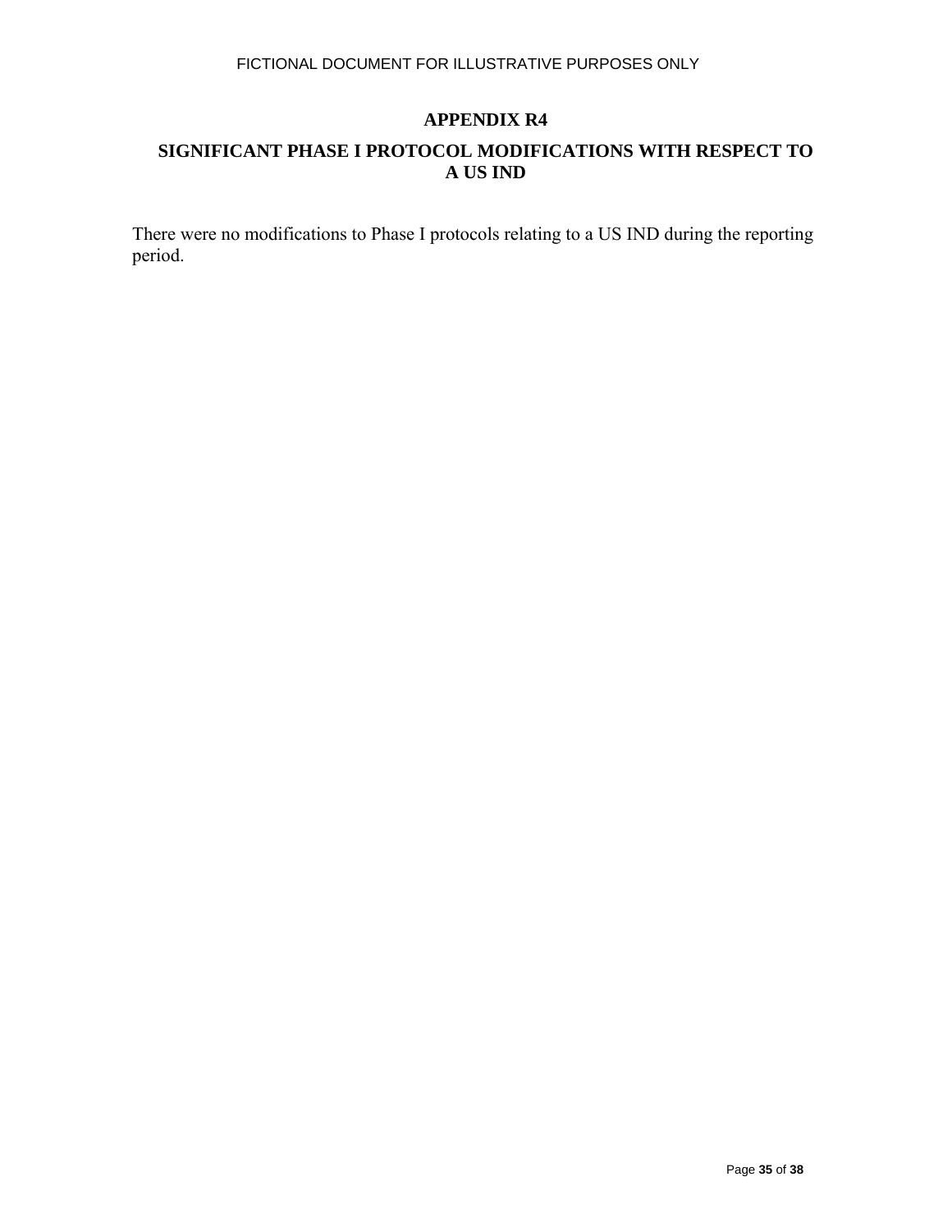## APPENDIX R4

## SIGNIFICANT PHASE I PROTOCOL MODIFICATIONS WITH RESPECT TO A US IND

There were no modifications to Phase I protocols relating to a US IND during the reporting period.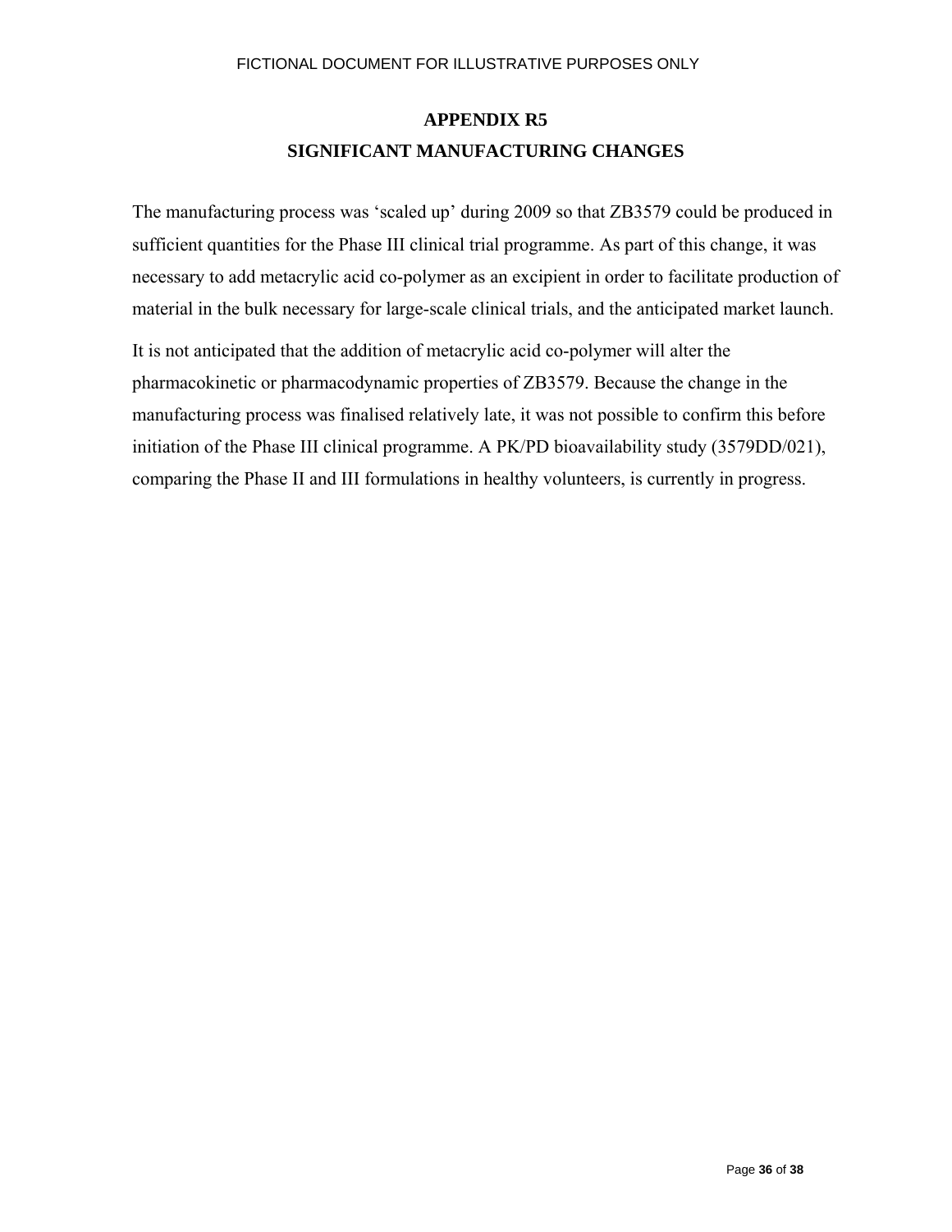FICTIONAL DOCUMENT FOR ILLUSTRATIVE PURPOSES ONLY

# APPENDIX R5
# SIGNIFICANT MANUFACTURING CHANGES

The manufacturing process was ‘scaled up’ during 2009 so that ZB3579 could be produced in sufficient quantities for the Phase III clinical trial programme. As part of this change, it was necessary to add metacrylic acid co-polymer as an excipient in order to facilitate production of material in the bulk necessary for large-scale clinical trials, and the anticipated market launch.

It is not anticipated that the addition of metacrylic acid co-polymer will alter the pharmacokinetic or pharmacodynamic properties of ZB3579. Because the change in the manufacturing process was finalised relatively late, it was not possible to confirm this before initiation of the Phase III clinical programme. A PK/PD bioavailability study (3579DD/021), comparing the Phase II and III formulations in healthy volunteers, is currently in progress.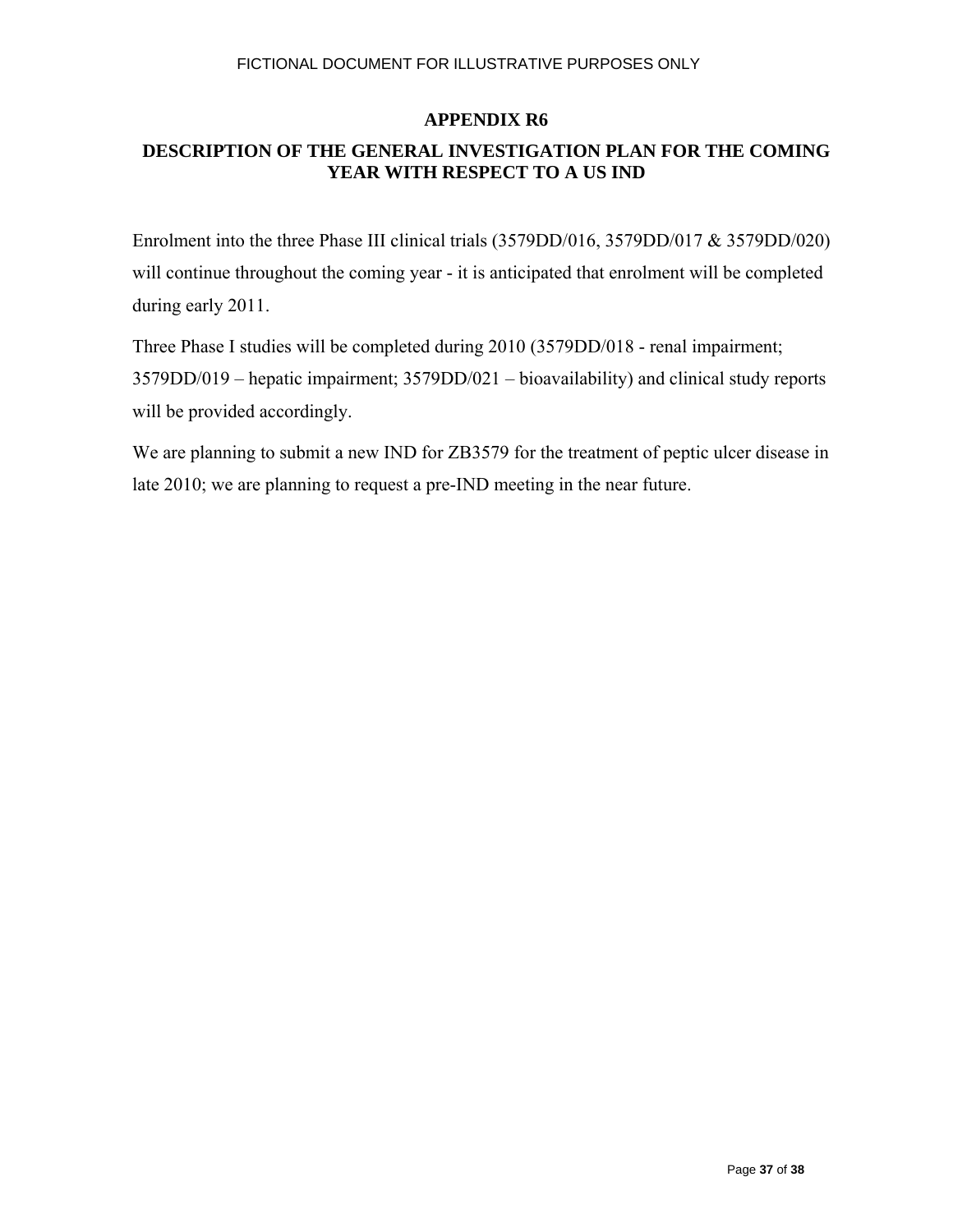## APPENDIX R6

## DESCRIPTION OF THE GENERAL INVESTIGATION PLAN FOR THE COMING YEAR WITH RESPECT TO A US IND

Enrolment into the three Phase III clinical trials (3579DD/016, 3579DD/017 & 3579DD/020) will continue throughout the coming year - it is anticipated that enrolment will be completed during early 2011.

Three Phase I studies will be completed during 2010 (3579DD/018 - renal impairment; 3579DD/019 – hepatic impairment; 3579DD/021 – bioavailability) and clinical study reports will be provided accordingly.

We are planning to submit a new IND for ZB3579 for the treatment of peptic ulcer disease in late 2010; we are planning to request a pre-IND meeting in the near future.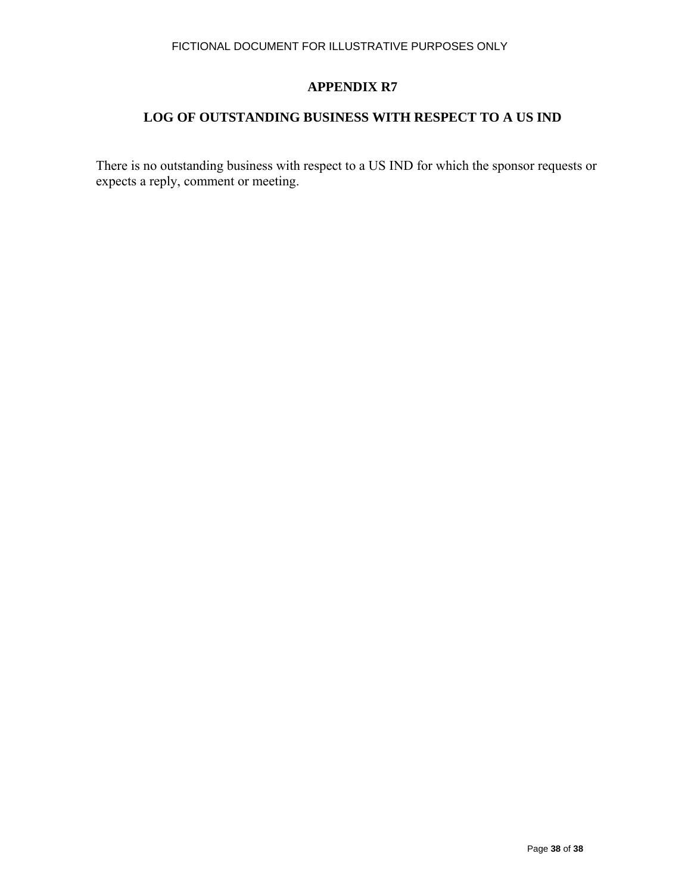# APPENDIX R7

## LOG OF OUTSTANDING BUSINESS WITH RESPECT TO A US IND

There is no outstanding business with respect to a US IND for which the sponsor requests or expects a reply, comment or meeting.